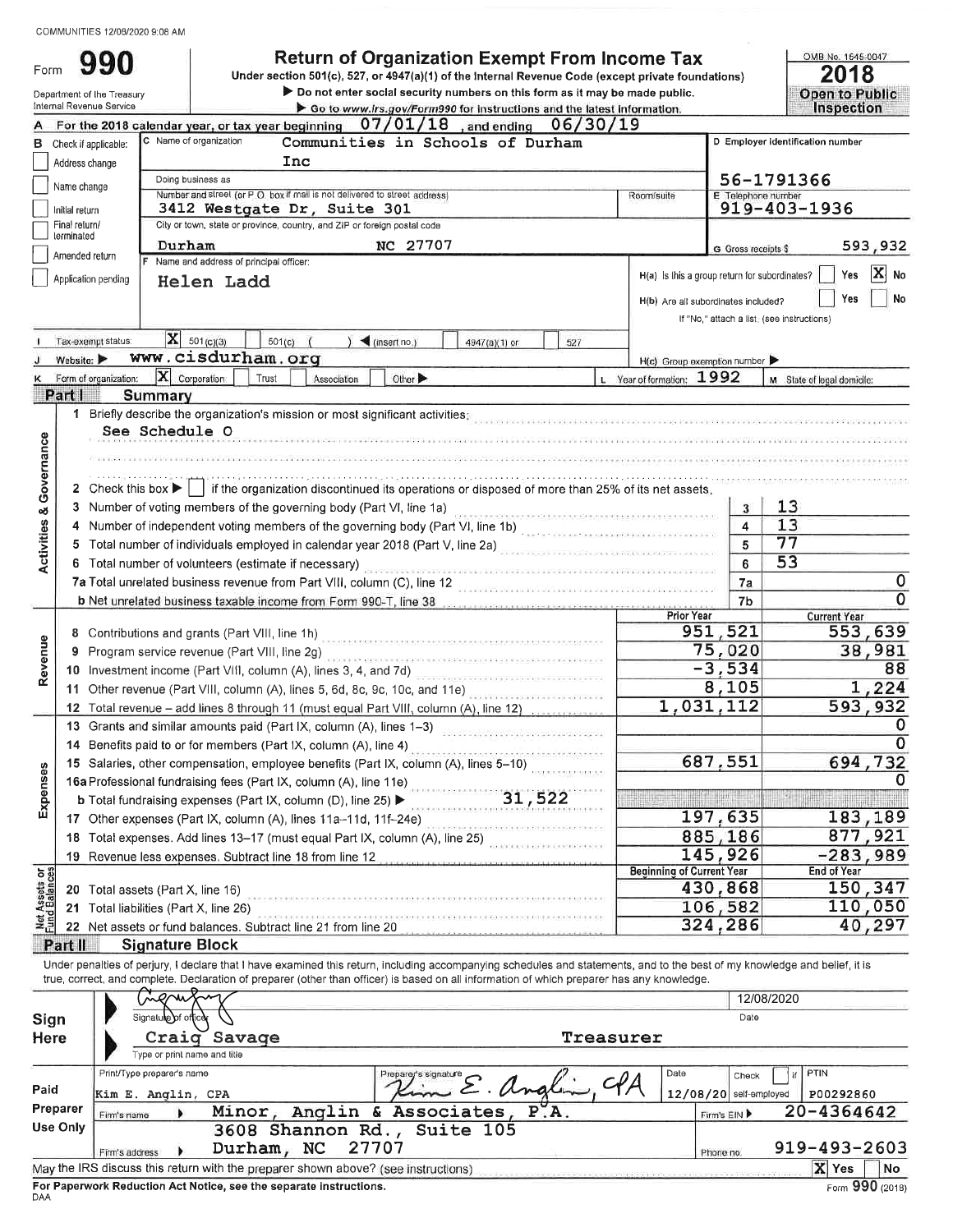COMMUNITIES 12/08/2020 9:06 AM

# Form 990

## Return of Organization Exempt From Income Tax

Under section 501(c), 527, or 4947(a)(1) of the Internal Revenue Code (except private foundations)

▶ Do not enter social security numbers on this form as it may be made public.

▶ Go to www.irs.gov/Form990 for instructions and the latest information.

Department of the Treasury
Internal Revenue Service

OMB No. 1545-0047

**2018**

**Open to Public Inspection**

**A** For the 2018 calendar year, or tax year beginning 07/01/18, and ending 06/30/19

**B** Check if applicable:
- [ ] Address change
- [ ] Name change
- [ ] Initial return
- [ ] Final return/terminated
- [ ] Amended return
- [ ] Application pending

**C** Name of organization: Communities in Schools of Durham Inc

Doing business as

Number and street (or P.O. box if mail is not delivered to street address): 3412 Westgate Dr, Suite 301

Room/suite

City or town, state or province, country, and ZIP or foreign postal code: Durham NC 27707

**D** Employer identification number: 56-1791366

**E** Telephone number: 919-403-1936

**G** Gross receipts $ 593,932

**F** Name and address of principal officer: Helen Ladd

H(a) Is this a group return for subordinates? [ ] Yes [X] No

H(b) Are all subordinates included? [ ] Yes [ ] No

If "No," attach a list. (see instructions)

**I** Tax-exempt status: [X] 501(c)(3) [ ] 501(c) ( ) ◀ (insert no.) [ ] 4947(a)(1) or [ ] 527

**J** Website: ▶ www.cisdurham.org

H(c) Group exemption number ▶

**K** Form of organization: [X] Corporation [ ] Trust [ ] Association [ ] Other ▶

**L** Year of formation: 1992

**M** State of legal domicile:

## Part I Summary

**Activities & Governance**

1 Briefly describe the organization's mission or most significant activities:
See Schedule O

2 Check this box ▶ [ ] if the organization discontinued its operations or disposed of more than 25% of its net assets.

| | | | |
|---|---|---|---|
| 3 | Number of voting members of the governing body (Part VI, line 1a) | 3 | 13 |
| 4 | Number of independent voting members of the governing body (Part VI, line 1b) | 4 | 13 |
| 5 | Total number of individuals employed in calendar year 2018 (Part V, line 2a) | 5 | 77 |
| 6 | Total number of volunteers (estimate if necessary) | 6 | 53 |
| 7a | Total unrelated business revenue from Part VIII, column (C), line 12 | 7a | 0 |
| b | Net unrelated business taxable income from Form 990-T, line 38 | 7b | 0 |

| | | Prior Year | Current Year |
|---|---|---|---|
| **Revenue** | | | |
| 8 | Contributions and grants (Part VIII, line 1h) | 951,521 | 553,639 |
| 9 | Program service revenue (Part VIII, line 2g) | 75,020 | 38,981 |
| 10 | Investment income (Part VIII, column (A), lines 3, 4, and 7d) | -3,534 | 88 |
| 11 | Other revenue (Part VIII, column (A), lines 5, 6d, 8c, 9c, 10c, and 11e) | 8,105 | 1,224 |
| 12 | Total revenue – add lines 8 through 11 (must equal Part VIII, column (A), line 12) | 1,031,112 | 593,932 |
| **Expenses** | | | |
| 13 | Grants and similar amounts paid (Part IX, column (A), lines 1–3) | | 0 |
| 14 | Benefits paid to or for members (Part IX, column (A), line 4) | | 0 |
| 15 | Salaries, other compensation, employee benefits (Part IX, column (A), lines 5–10) | 687,551 | 694,732 |
| 16a | Professional fundraising fees (Part IX, column (A), line 11e) | | 0 |
| b | Total fundraising expenses (Part IX, column (D), line 25) ▶ 31,522 | | |
| 17 | Other expenses (Part IX, column (A), lines 11a–11d, 11f–24e) | 197,635 | 183,189 |
| 18 | Total expenses. Add lines 13–17 (must equal Part IX, column (A), line 25) | 885,186 | 877,921 |
| 19 | Revenue less expenses. Subtract line 18 from line 12 | 145,926 | -283,989 |
| **Net Assets or Fund Balances** | | **Beginning of Current Year** | **End of Year** |
| 20 | Total assets (Part X, line 16) | 430,868 | 150,347 |
| 21 | Total liabilities (Part X, line 26) | 106,582 | 110,050 |
| 22 | Net assets or fund balances. Subtract line 21 from line 20 | 324,286 | 40,297 |

## Part II Signature Block

Under penalties of perjury, I declare that I have examined this return, including accompanying schedules and statements, and to the best of my knowledge and belief, it is true, correct, and complete. Declaration of preparer (other than officer) is based on all information of which preparer has any knowledge.

**Sign Here**

Signature of officer — Date: 12/08/2020

Craig Savage — Treasurer
Type or print name and title

**Paid Preparer Use Only**

| Print/Type preparer's name | Preparer's signature | Date | Check [ ] if self-employed | PTIN |
|---|---|---|---|---|
| Kim E. Anglin, CPA | Kim E. Anglin, CPA | 12/08/20 | | P00292860 |

Firm's name ▶ Minor, Anglin & Associates, P.A. — Firm's EIN ▶ 20-4364642

Firm's address ▶ 3608 Shannon Rd., Suite 105, Durham, NC 27707 — Phone no. 919-493-2603

May the IRS discuss this return with the preparer shown above? (see instructions) [X] Yes [ ] No

For Paperwork Reduction Act Notice, see the separate instructions.

DAA

Form 990 (2018)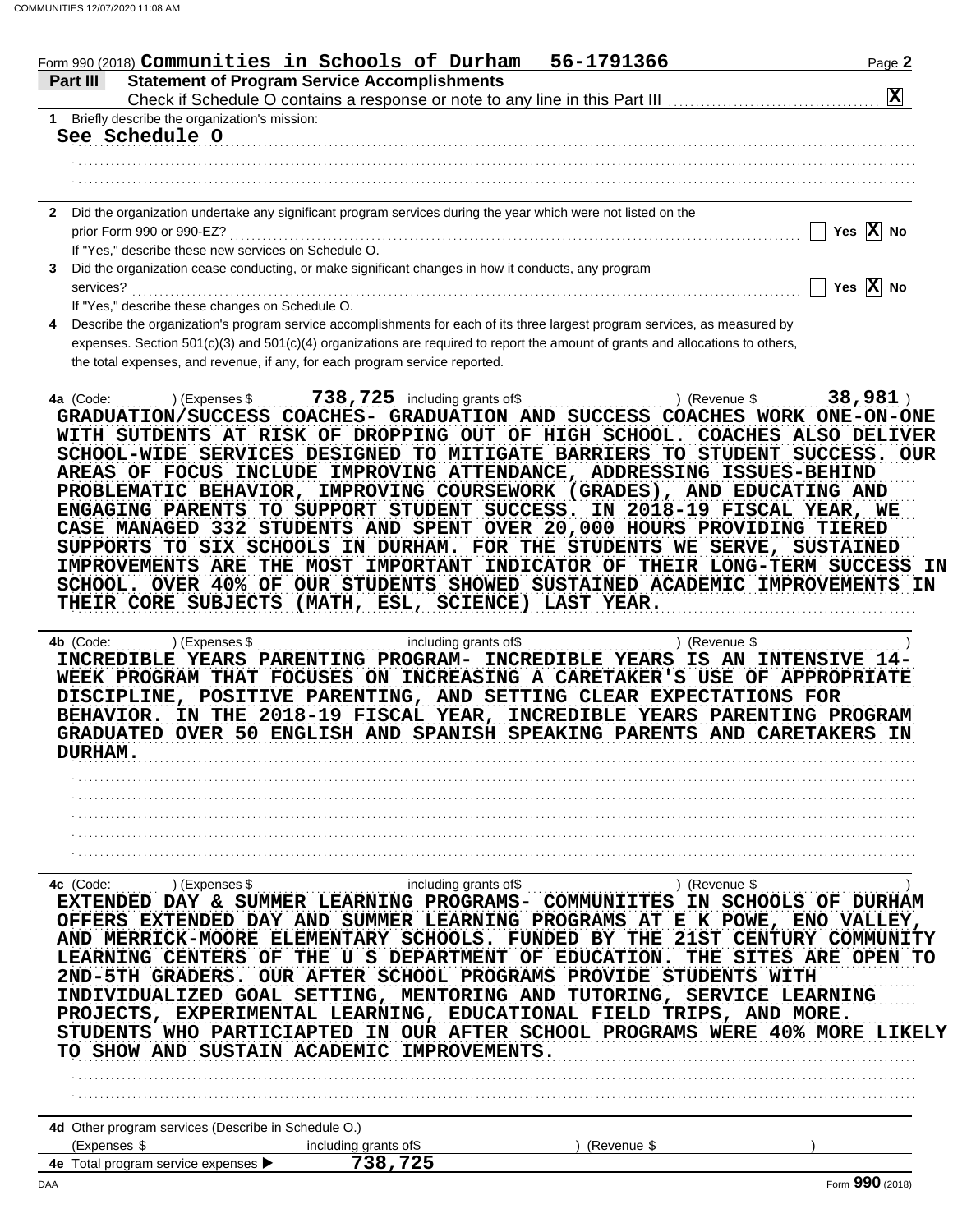Form 990 (2018) **Communities in Schools of Durham 56-1791366** Page **2**

## Part III Statement of Program Service Accomplishments

Check if Schedule O contains a response or note to any line in this Part III ☒

**1** Briefly describe the organization's mission:

See Schedule O

**2** Did the organization undertake any significant program services during the year which were not listed on the prior Form 990 or 990-EZ? ☐ Yes ☒ No

If "Yes," describe these new services on Schedule O.

**3** Did the organization cease conducting, or make significant changes in how it conducts, any program services? ☐ Yes ☒ No

If "Yes," describe these changes on Schedule O.

**4** Describe the organization's program service accomplishments for each of its three largest program services, as measured by expenses. Section 501(c)(3) and 501(c)(4) organizations are required to report the amount of grants and allocations to others, the total expenses, and revenue, if any, for each program service reported.

**4a** (Code: ) (Expenses $ 738,725 including grants of$ ) (Revenue $ 38,981 )

GRADUATION/SUCCESS COACHES- GRADUATION AND SUCCESS COACHES WORK ONE-ON-ONE WITH SUTDENTS AT RISK OF DROPPING OUT OF HIGH SCHOOL. COACHES ALSO DELIVER SCHOOL-WIDE SERVICES DESIGNED TO MITIGATE BARRIERS TO STUDENT SUCCESS. OUR AREAS OF FOCUS INCLUDE IMPROVING ATTENDANCE, ADDRESSING ISSUES-BEHIND PROBLEMATIC BEHAVIOR, IMPROVING COURSEWORK (GRADES), AND EDUCATING AND ENGAGING PARENTS TO SUPPORT STUDENT SUCCESS. IN 2018-19 FISCAL YEAR, WE CASE MANAGED 332 STUDENTS AND SPENT OVER 20,000 HOURS PROVIDING TIERED SUPPORTS TO SIX SCHOOLS IN DURHAM. FOR THE STUDENTS WE SERVE, SUSTAINED IMPROVEMENTS ARE THE MOST IMPORTANT INDICATOR OF THEIR LONG-TERM SUCCESS IN SCHOOL. OVER 40% OF OUR STUDENTS SHOWED SUSTAINED ACADEMIC IMPROVEMENTS IN THEIR CORE SUBJECTS (MATH, ESL, SCIENCE) LAST YEAR.

**4b** (Code: ) (Expenses $ including grants of$ ) (Revenue $ )

INCREDIBLE YEARS PARENTING PROGRAM- INCREDIBLE YEARS IS AN INTENSIVE 14-WEEK PROGRAM THAT FOCUSES ON INCREASING A CARETAKER'S USE OF APPROPRIATE DISCIPLINE, POSITIVE PARENTING, AND SETTING CLEAR EXPECTATIONS FOR BEHAVIOR. IN THE 2018-19 FISCAL YEAR, INCREDIBLE YEARS PARENTING PROGRAM GRADUATED OVER 50 ENGLISH AND SPANISH SPEAKING PARENTS AND CARETAKERS IN DURHAM.

**4c** (Code: ) (Expenses $ including grants of$ ) (Revenue $ )

EXTENDED DAY & SUMMER LEARNING PROGRAMS- COMMUNIITES IN SCHOOLS OF DURHAM OFFERS EXTENDED DAY AND SUMMER LEARNING PROGRAMS AT E K POWE, ENO VALLEY, AND MERRICK-MOORE ELEMENTARY SCHOOLS. FUNDED BY THE 21ST CENTURY COMMUNITY LEARNING CENTERS OF THE U S DEPARTMENT OF EDUCATION. THE SITES ARE OPEN TO 2ND-5TH GRADERS. OUR AFTER SCHOOL PROGRAMS PROVIDE STUDENTS WITH INDIVIDUALIZED GOAL SETTING, MENTORING AND TUTORING, SERVICE LEARNING PROJECTS, EXPERIMENTAL LEARNING, EDUCATIONAL FIELD TRIPS, AND MORE. STUDENTS WHO PARTICIAPTED IN OUR AFTER SCHOOL PROGRAMS WERE 40% MORE LIKELY TO SHOW AND SUSTAIN ACADEMIC IMPROVEMENTS.

**4d** Other program services (Describe in Schedule O.)

(Expenses $ including grants of$ ) (Revenue $ )

**4e** Total program service expenses ▶ 738,725

Form **990** (2018)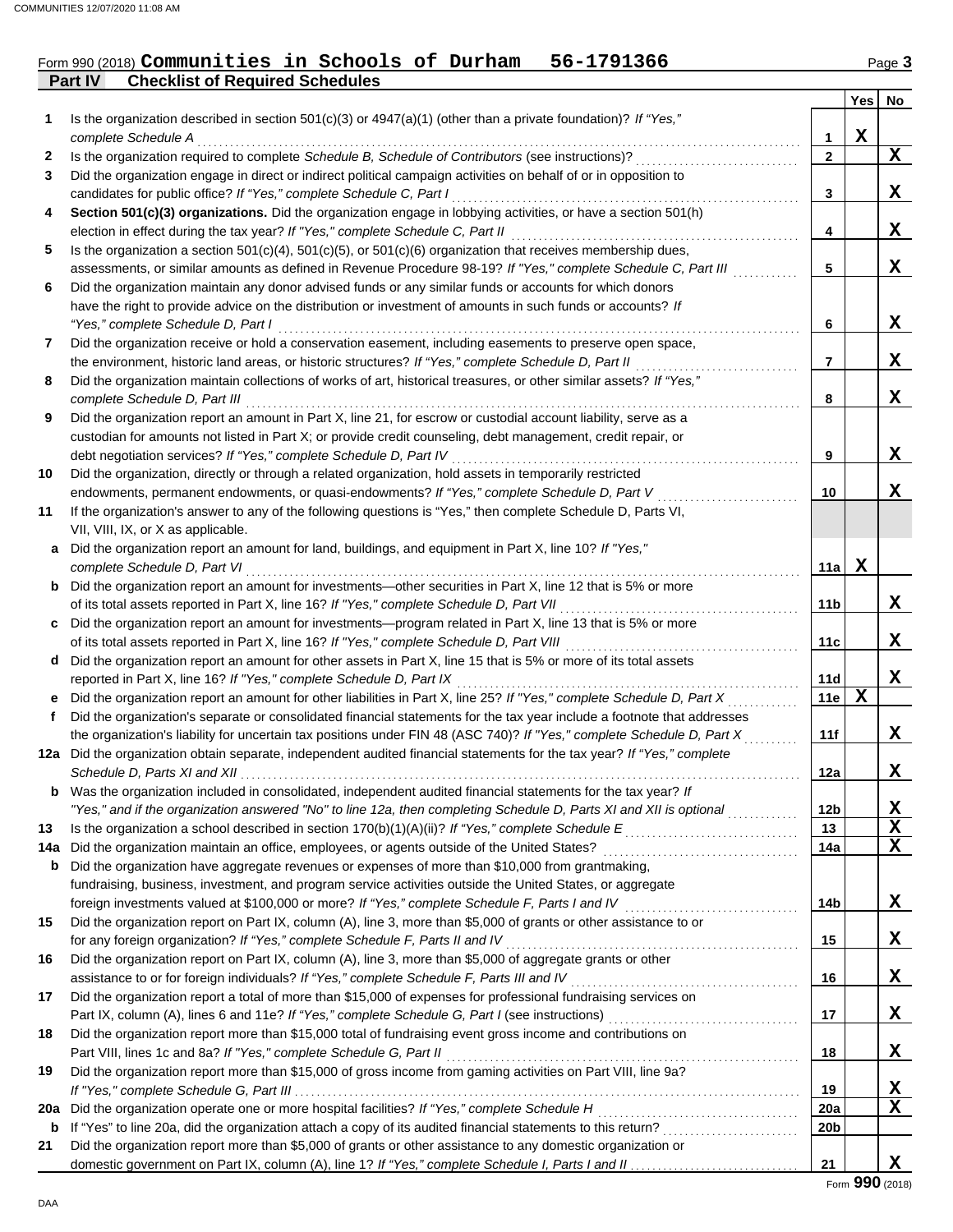Form 990 (2018) **Communities in Schools of Durham 56-1791366**

## Part IV Checklist of Required Schedules

| | | | Yes | No |
|---|---|---|---|---|
| 1 | Is the organization described in section 501(c)(3) or 4947(a)(1) (other than a private foundation)? *If "Yes," complete Schedule A* | 1 | X | |
| 2 | Is the organization required to complete *Schedule B, Schedule of Contributors* (see instructions)? | 2 | | X |
| 3 | Did the organization engage in direct or indirect political campaign activities on behalf of or in opposition to candidates for public office? *If "Yes," complete Schedule C, Part I* | 3 | | X |
| 4 | **Section 501(c)(3) organizations.** Did the organization engage in lobbying activities, or have a section 501(h) election in effect during the tax year? *If "Yes," complete Schedule C, Part II* | 4 | | X |
| 5 | Is the organization a section 501(c)(4), 501(c)(5), or 501(c)(6) organization that receives membership dues, assessments, or similar amounts as defined in Revenue Procedure 98-19? *If "Yes," complete Schedule C, Part III* | 5 | | X |
| 6 | Did the organization maintain any donor advised funds or any similar funds or accounts for which donors have the right to provide advice on the distribution or investment of amounts in such funds or accounts? *If "Yes," complete Schedule D, Part I* | 6 | | X |
| 7 | Did the organization receive or hold a conservation easement, including easements to preserve open space, the environment, historic land areas, or historic structures? *If "Yes," complete Schedule D, Part II* | 7 | | X |
| 8 | Did the organization maintain collections of works of art, historical treasures, or other similar assets? *If "Yes," complete Schedule D, Part III* | 8 | | X |
| 9 | Did the organization report an amount in Part X, line 21, for escrow or custodial account liability, serve as a custodian for amounts not listed in Part X; or provide credit counseling, debt management, credit repair, or debt negotiation services? *If "Yes," complete Schedule D, Part IV* | 9 | | X |
| 10 | Did the organization, directly or through a related organization, hold assets in temporarily restricted endowments, permanent endowments, or quasi-endowments? *If "Yes," complete Schedule D, Part V* | 10 | | X |
| 11 | If the organization's answer to any of the following questions is "Yes," then complete Schedule D, Parts VI, VII, VIII, IX, or X as applicable. | | | |
| a | Did the organization report an amount for land, buildings, and equipment in Part X, line 10? *If "Yes," complete Schedule D, Part VI* | 11a | X | |
| b | Did the organization report an amount for investments—other securities in Part X, line 12 that is 5% or more of its total assets reported in Part X, line 16? *If "Yes," complete Schedule D, Part VII* | 11b | | X |
| c | Did the organization report an amount for investments—program related in Part X, line 13 that is 5% or more of its total assets reported in Part X, line 16? *If "Yes," complete Schedule D, Part VIII* | 11c | | X |
| d | Did the organization report an amount for other assets in Part X, line 15 that is 5% or more of its total assets reported in Part X, line 16? *If "Yes," complete Schedule D, Part IX* | 11d | | X |
| e | Did the organization report an amount for other liabilities in Part X, line 25? *If "Yes," complete Schedule D, Part X* | 11e | X | |
| f | Did the organization's separate or consolidated financial statements for the tax year include a footnote that addresses the organization's liability for uncertain tax positions under FIN 48 (ASC 740)? *If "Yes," complete Schedule D, Part X* | 11f | | X |
| 12a | Did the organization obtain separate, independent audited financial statements for the tax year? *If "Yes," complete Schedule D, Parts XI and XII* | 12a | | X |
| b | Was the organization included in consolidated, independent audited financial statements for the tax year? *If "Yes," and if the organization answered "No" to line 12a, then completing Schedule D, Parts XI and XII is optional* | 12b | | X |
| 13 | Is the organization a school described in section 170(b)(1)(A)(ii)? *If "Yes," complete Schedule E* | 13 | | X |
| 14a | Did the organization maintain an office, employees, or agents outside of the United States? | 14a | | X |
| b | Did the organization have aggregate revenues or expenses of more than $10,000 from grantmaking, fundraising, business, investment, and program service activities outside the United States, or aggregate foreign investments valued at $100,000 or more? *If "Yes," complete Schedule F, Parts I and IV* | 14b | | X |
| 15 | Did the organization report on Part IX, column (A), line 3, more than $5,000 of grants or other assistance to or for any foreign organization? *If "Yes," complete Schedule F, Parts II and IV* | 15 | | X |
| 16 | Did the organization report on Part IX, column (A), line 3, more than $5,000 of aggregate grants or other assistance to or for foreign individuals? *If "Yes," complete Schedule F, Parts III and IV* | 16 | | X |
| 17 | Did the organization report a total of more than $15,000 of expenses for professional fundraising services on Part IX, column (A), lines 6 and 11e? *If "Yes," complete Schedule G, Part I* (see instructions) | 17 | | X |
| 18 | Did the organization report more than $15,000 total of fundraising event gross income and contributions on Part VIII, lines 1c and 8a? *If "Yes," complete Schedule G, Part II* | 18 | | X |
| 19 | Did the organization report more than $15,000 of gross income from gaming activities on Part VIII, line 9a? *If "Yes," complete Schedule G, Part III* | 19 | | X |
| 20a | Did the organization operate one or more hospital facilities? *If "Yes," complete Schedule H* | 20a | | X |
| b | If "Yes" to line 20a, did the organization attach a copy of its audited financial statements to this return? | 20b | | |
| 21 | Did the organization report more than $5,000 of grants or other assistance to any domestic organization or domestic government on Part IX, column (A), line 1? *If "Yes," complete Schedule I, Parts I and II* | 21 | | X |

Form **990** (2018)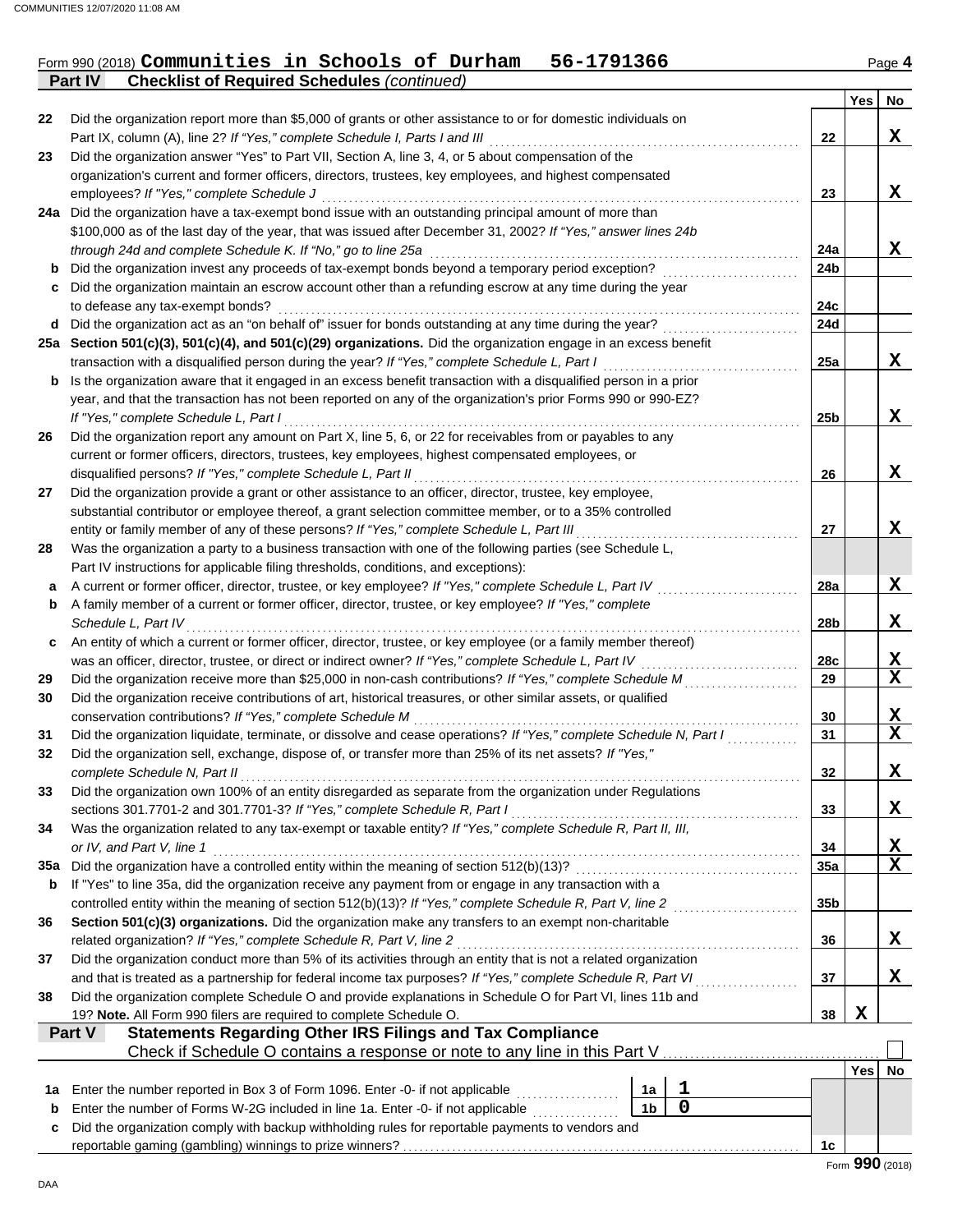Form 990 (2018) **Communities in Schools of Durham 56-1791366**

## Part IV Checklist of Required Schedules *(continued)*

| | | | Yes | No |
|---|---|---|---|---|
| 22 | Did the organization report more than $5,000 of grants or other assistance to or for domestic individuals on Part IX, column (A), line 2? *If "Yes," complete Schedule I, Parts I and III* | 22 | | X |
| 23 | Did the organization answer "Yes" to Part VII, Section A, line 3, 4, or 5 about compensation of the organization's current and former officers, directors, trustees, key employees, and highest compensated employees? *If "Yes," complete Schedule J* | 23 | | X |
| 24a | Did the organization have a tax-exempt bond issue with an outstanding principal amount of more than $100,000 as of the last day of the year, that was issued after December 31, 2002? *If "Yes," answer lines 24b through 24d and complete Schedule K. If "No," go to line 25a* | 24a | | X |
| b | Did the organization invest any proceeds of tax-exempt bonds beyond a temporary period exception? | 24b | | |
| c | Did the organization maintain an escrow account other than a refunding escrow at any time during the year to defease any tax-exempt bonds? | 24c | | |
| d | Did the organization act as an "on behalf of" issuer for bonds outstanding at any time during the year? | 24d | | |
| 25a | **Section 501(c)(3), 501(c)(4), and 501(c)(29) organizations.** Did the organization engage in an excess benefit transaction with a disqualified person during the year? *If "Yes," complete Schedule L, Part I* | 25a | | X |
| b | Is the organization aware that it engaged in an excess benefit transaction with a disqualified person in a prior year, and that the transaction has not been reported on any of the organization's prior Forms 990 or 990-EZ? *If "Yes," complete Schedule L, Part I* | 25b | | X |
| 26 | Did the organization report any amount on Part X, line 5, 6, or 22 for receivables from or payables to any current or former officers, directors, trustees, key employees, highest compensated employees, or disqualified persons? *If "Yes," complete Schedule L, Part II* | 26 | | X |
| 27 | Did the organization provide a grant or other assistance to an officer, director, trustee, key employee, substantial contributor or employee thereof, a grant selection committee member, or to a 35% controlled entity or family member of any of these persons? *If "Yes," complete Schedule L, Part III* | 27 | | X |
| 28 | Was the organization a party to a business transaction with one of the following parties (see Schedule L, Part IV instructions for applicable filing thresholds, conditions, and exceptions): | | | |
| a | A current or former officer, director, trustee, or key employee? *If "Yes," complete Schedule L, Part IV* | 28a | | X |
| b | A family member of a current or former officer, director, trustee, or key employee? *If "Yes," complete Schedule L, Part IV* | 28b | | X |
| c | An entity of which a current or former officer, director, trustee, or key employee (or a family member thereof) was an officer, director, trustee, or direct or indirect owner? *If "Yes," complete Schedule L, Part IV* | 28c | | X |
| 29 | Did the organization receive more than $25,000 in non-cash contributions? *If "Yes," complete Schedule M* | 29 | | X |
| 30 | Did the organization receive contributions of art, historical treasures, or other similar assets, or qualified conservation contributions? *If "Yes," complete Schedule M* | 30 | | X |
| 31 | Did the organization liquidate, terminate, or dissolve and cease operations? *If "Yes," complete Schedule N, Part I* | 31 | | X |
| 32 | Did the organization sell, exchange, dispose of, or transfer more than 25% of its net assets? *If "Yes," complete Schedule N, Part II* | 32 | | X |
| 33 | Did the organization own 100% of an entity disregarded as separate from the organization under Regulations sections 301.7701-2 and 301.7701-3? *If "Yes," complete Schedule R, Part I* | 33 | | X |
| 34 | Was the organization related to any tax-exempt or taxable entity? *If "Yes," complete Schedule R, Part II, III, or IV, and Part V, line 1* | 34 | | X |
| 35a | Did the organization have a controlled entity within the meaning of section 512(b)(13)? | 35a | | X |
| b | If "Yes" to line 35a, did the organization receive any payment from or engage in any transaction with a controlled entity within the meaning of section 512(b)(13)? *If "Yes," complete Schedule R, Part V, line 2* | 35b | | |
| 36 | **Section 501(c)(3) organizations.** Did the organization make any transfers to an exempt non-charitable related organization? *If "Yes," complete Schedule R, Part V, line 2* | 36 | | X |
| 37 | Did the organization conduct more than 5% of its activities through an entity that is not a related organization and that is treated as a partnership for federal income tax purposes? *If "Yes," complete Schedule R, Part VI* | 37 | | X |
| 38 | Did the organization complete Schedule O and provide explanations in Schedule O for Part VI, lines 11b and 19? **Note.** All Form 990 filers are required to complete Schedule O. | 38 | X | |

## Part V Statements Regarding Other IRS Filings and Tax Compliance

Check if Schedule O contains a response or note to any line in this Part V ☐

| | | | | | Yes | No |
|---|---|---|---|---|---|---|
| 1a | Enter the number reported in Box 3 of Form 1096. Enter -0- if not applicable | 1a | 1 | | | |
| b | Enter the number of Forms W-2G included in line 1a. Enter -0- if not applicable | 1b | 0 | | | |
| c | Did the organization comply with backup withholding rules for reportable payments to vendors and reportable gaming (gambling) winnings to prize winners? | | | 1c | | |

Form **990** (2018)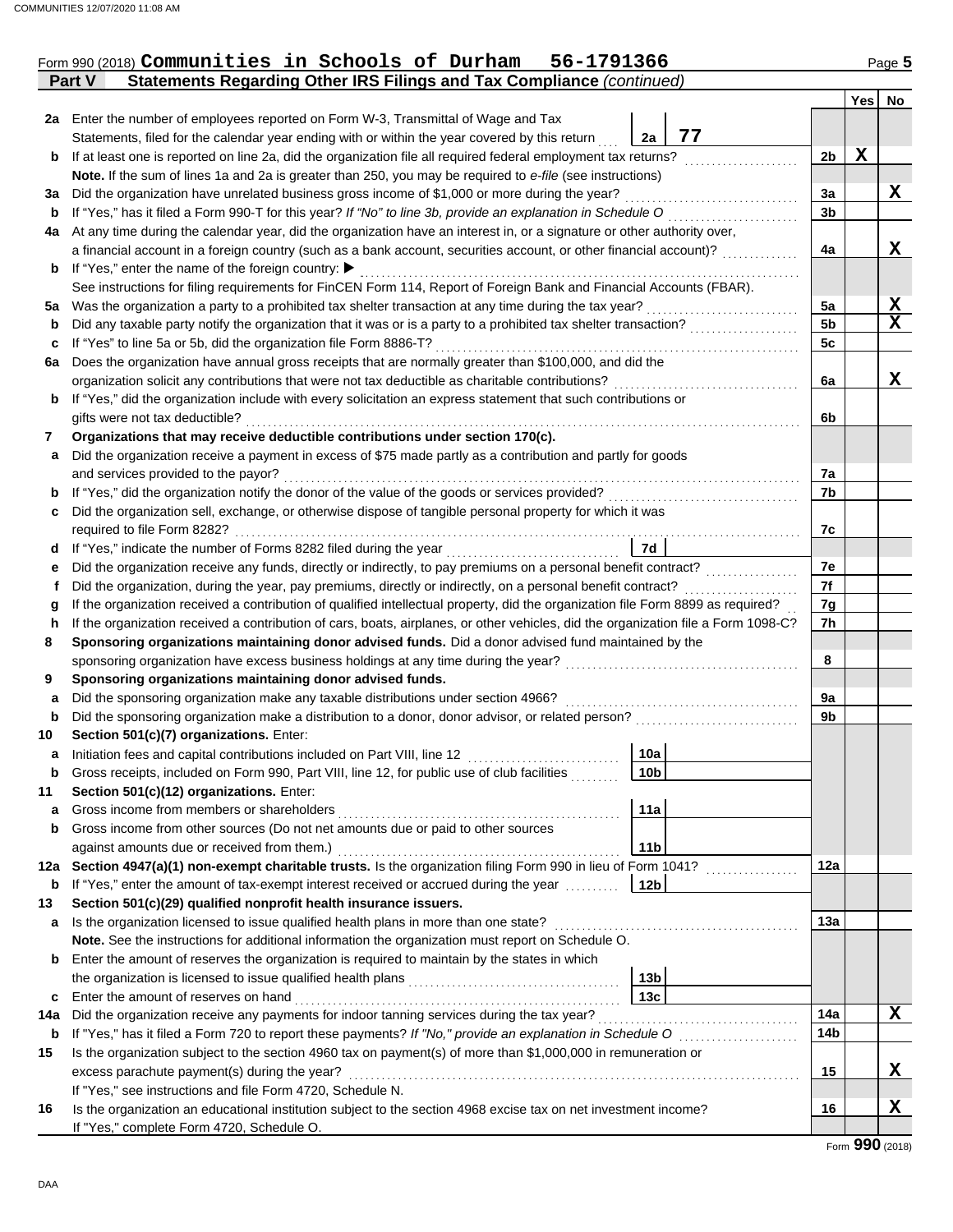Form 990 (2018) **Communities in Schools of Durham 56-1791366** Page **5**

**Part V Statements Regarding Other IRS Filings and Tax Compliance** *(continued)*

| | | | | Yes | No |
|---|---|---|---|---|---|
| **2a** | Enter the number of employees reported on Form W-3, Transmittal of Wage and Tax Statements, filed for the calendar year ending with or within the year covered by this return | **2a** 77 | | | |
| **b** | If at least one is reported on line 2a, did the organization file all required federal employment tax returns? | | **2b** | X | |
| | **Note.** If the sum of lines 1a and 2a is greater than 250, you may be required to *e-file* (see instructions) | | | | |
| **3a** | Did the organization have unrelated business gross income of $1,000 or more during the year? | | **3a** | | X |
| **b** | If "Yes," has it filed a Form 990-T for this year? *If "No" to line 3b, provide an explanation in Schedule O* | | **3b** | | |
| **4a** | At any time during the calendar year, did the organization have an interest in, or a signature or other authority over, a financial account in a foreign country (such as a bank account, securities account, or other financial account)? | | **4a** | | X |
| **b** | If "Yes," enter the name of the foreign country: ▶ | | | | |
| | See instructions for filing requirements for FinCEN Form 114, Report of Foreign Bank and Financial Accounts (FBAR). | | | | |
| **5a** | Was the organization a party to a prohibited tax shelter transaction at any time during the tax year? | | **5a** | | X |
| **b** | Did any taxable party notify the organization that it was or is a party to a prohibited tax shelter transaction? | | **5b** | | X |
| **c** | If "Yes" to line 5a or 5b, did the organization file Form 8886-T? | | **5c** | | |
| **6a** | Does the organization have annual gross receipts that are normally greater than $100,000, and did the organization solicit any contributions that were not tax deductible as charitable contributions? | | **6a** | | X |
| **b** | If "Yes," did the organization include with every solicitation an express statement that such contributions or gifts were not tax deductible? | | **6b** | | |
| **7** | **Organizations that may receive deductible contributions under section 170(c).** | | | | |
| **a** | Did the organization receive a payment in excess of $75 made partly as a contribution and partly for goods and services provided to the payor? | | **7a** | | |
| **b** | If "Yes," did the organization notify the donor of the value of the goods or services provided? | | **7b** | | |
| **c** | Did the organization sell, exchange, or otherwise dispose of tangible personal property for which it was required to file Form 8282? | | **7c** | | |
| **d** | If "Yes," indicate the number of Forms 8282 filed during the year | **7d** | | | |
| **e** | Did the organization receive any funds, directly or indirectly, to pay premiums on a personal benefit contract? | | **7e** | | |
| **f** | Did the organization, during the year, pay premiums, directly or indirectly, on a personal benefit contract? | | **7f** | | |
| **g** | If the organization received a contribution of qualified intellectual property, did the organization file Form 8899 as required? | | **7g** | | |
| **h** | If the organization received a contribution of cars, boats, airplanes, or other vehicles, did the organization file a Form 1098-C? | | **7h** | | |
| **8** | **Sponsoring organizations maintaining donor advised funds.** Did a donor advised fund maintained by the sponsoring organization have excess business holdings at any time during the year? | | **8** | | |
| **9** | **Sponsoring organizations maintaining donor advised funds.** | | | | |
| **a** | Did the sponsoring organization make any taxable distributions under section 4966? | | **9a** | | |
| **b** | Did the sponsoring organization make a distribution to a donor, donor advisor, or related person? | | **9b** | | |
| **10** | **Section 501(c)(7) organizations.** Enter: | | | | |
| **a** | Initiation fees and capital contributions included on Part VIII, line 12 | **10a** | | | |
| **b** | Gross receipts, included on Form 990, Part VIII, line 12, for public use of club facilities | **10b** | | | |
| **11** | **Section 501(c)(12) organizations.** Enter: | | | | |
| **a** | Gross income from members or shareholders | **11a** | | | |
| **b** | Gross income from other sources (Do not net amounts due or paid to other sources against amounts due or received from them.) | **11b** | | | |
| **12a** | **Section 4947(a)(1) non-exempt charitable trusts.** Is the organization filing Form 990 in lieu of Form 1041? | | **12a** | | |
| **b** | If "Yes," enter the amount of tax-exempt interest received or accrued during the year | **12b** | | | |
| **13** | **Section 501(c)(29) qualified nonprofit health insurance issuers.** | | | | |
| **a** | Is the organization licensed to issue qualified health plans in more than one state? | | **13a** | | |
| | **Note.** See the instructions for additional information the organization must report on Schedule O. | | | | |
| **b** | Enter the amount of reserves the organization is required to maintain by the states in which the organization is licensed to issue qualified health plans | **13b** | | | |
| **c** | Enter the amount of reserves on hand | **13c** | | | |
| **14a** | Did the organization receive any payments for indoor tanning services during the tax year? | | **14a** | | X |
| **b** | If "Yes," has it filed a Form 720 to report these payments? *If "No," provide an explanation in Schedule O* | | **14b** | | |
| **15** | Is the organization subject to the section 4960 tax on payment(s) of more than $1,000,000 in remuneration or excess parachute payment(s) during the year? | | **15** | | X |
| | If "Yes," see instructions and file Form 4720, Schedule N. | | | | |
| **16** | Is the organization an educational institution subject to the section 4968 excise tax on net investment income? | | **16** | | X |
| | If "Yes," complete Form 4720, Schedule O. | | | | |

Form **990** (2018)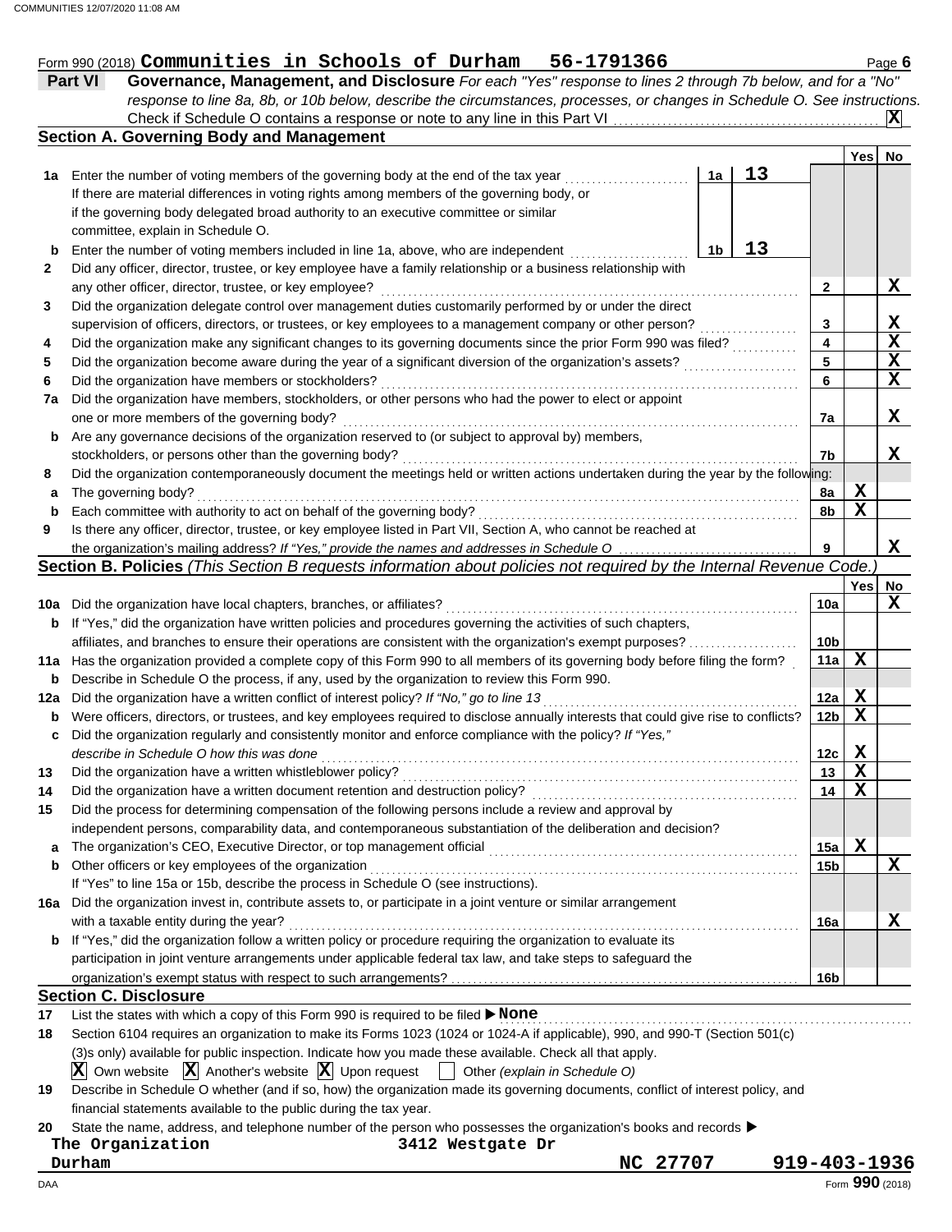Form 990 (2018) **Communities in Schools of Durham 56-1791366** Page 6

## Part VI Governance, Management, and Disclosure

*For each "Yes" response to lines 2 through 7b below, and for a "No" response to line 8a, 8b, or 10b below, describe the circumstances, processes, or changes in Schedule O. See instructions.*

Check if Schedule O contains a response or note to any line in this Part VI ..... **X**

### Section A. Governing Body and Management

| | | | | Yes | No |
|---|---|---|---|---|---|
| **1a** | Enter the number of voting members of the governing body at the end of the tax year | 1a | 13 | | |
| | If there are material differences in voting rights among members of the governing body, or if the governing body delegated broad authority to an executive committee or similar committee, explain in Schedule O. | | | | |
| **b** | Enter the number of voting members included in line 1a, above, who are independent | 1b | 13 | | |
| **2** | Did any officer, director, trustee, or key employee have a family relationship or a business relationship with any other officer, director, trustee, or key employee? | 2 | | | X |
| **3** | Did the organization delegate control over management duties customarily performed by or under the direct supervision of officers, directors, or trustees, or key employees to a management company or other person? | 3 | | | X |
| **4** | Did the organization make any significant changes to its governing documents since the prior Form 990 was filed? | 4 | | | X |
| **5** | Did the organization become aware during the year of a significant diversion of the organization's assets? | 5 | | | X |
| **6** | Did the organization have members or stockholders? | 6 | | | X |
| **7a** | Did the organization have members, stockholders, or other persons who had the power to elect or appoint one or more members of the governing body? | 7a | | | X |
| **b** | Are any governance decisions of the organization reserved to (or subject to approval by) members, stockholders, or persons other than the governing body? | 7b | | | X |
| **8** | Did the organization contemporaneously document the meetings held or written actions undertaken during the year by the following: | | | | |
| **a** | The governing body? | 8a | | X | |
| **b** | Each committee with authority to act on behalf of the governing body? | 8b | | X | |
| **9** | Is there any officer, director, trustee, or key employee listed in Part VII, Section A, who cannot be reached at the organization's mailing address? *If "Yes," provide the names and addresses in Schedule O* | 9 | | | X |

### Section B. Policies *(This Section B requests information about policies not required by the Internal Revenue Code.)*

| | | | Yes | No |
|---|---|---|---|---|
| **10a** | Did the organization have local chapters, branches, or affiliates? | 10a | | X |
| **b** | If "Yes," did the organization have written policies and procedures governing the activities of such chapters, affiliates, and branches to ensure their operations are consistent with the organization's exempt purposes? | 10b | | |
| **11a** | Has the organization provided a complete copy of this Form 990 to all members of its governing body before filing the form? | 11a | X | |
| **b** | Describe in Schedule O the process, if any, used by the organization to review this Form 990. | | | |
| **12a** | Did the organization have a written conflict of interest policy? *If "No," go to line 13* | 12a | X | |
| **b** | Were officers, directors, or trustees, and key employees required to disclose annually interests that could give rise to conflicts? | 12b | X | |
| **c** | Did the organization regularly and consistently monitor and enforce compliance with the policy? *If "Yes," describe in Schedule O how this was done* | 12c | X | |
| **13** | Did the organization have a written whistleblower policy? | 13 | X | |
| **14** | Did the organization have a written document retention and destruction policy? | 14 | X | |
| **15** | Did the process for determining compensation of the following persons include a review and approval by independent persons, comparability data, and contemporaneous substantiation of the deliberation and decision? | | | |
| **a** | The organization's CEO, Executive Director, or top management official | 15a | X | |
| **b** | Other officers or key employees of the organization | 15b | | X |
| | If "Yes" to line 15a or 15b, describe the process in Schedule O (see instructions). | | | |
| **16a** | Did the organization invest in, contribute assets to, or participate in a joint venture or similar arrangement with a taxable entity during the year? | 16a | | X |
| **b** | If "Yes," did the organization follow a written policy or procedure requiring the organization to evaluate its participation in joint venture arrangements under applicable federal tax law, and take steps to safeguard the organization's exempt status with respect to such arrangements? | 16b | | |

### Section C. Disclosure

**17** List the states with which a copy of this Form 990 is required to be filed ▶ **None**

**18** Section 6104 requires an organization to make its Forms 1023 (1024 or 1024-A if applicable), 990, and 990-T (Section 501(c)(3)s only) available for public inspection. Indicate how you made these available. Check all that apply.

**X** Own website **X** Another's website **X** Upon request ☐ Other *(explain in Schedule O)*

**19** Describe in Schedule O whether (and if so, how) the organization made its governing documents, conflict of interest policy, and financial statements available to the public during the tax year.

**20** State the name, address, and telephone number of the person who possesses the organization's books and records ▶

The Organization 3412 Westgate Dr
Durham NC 27707 919-403-1936

DAA Form **990** (2018)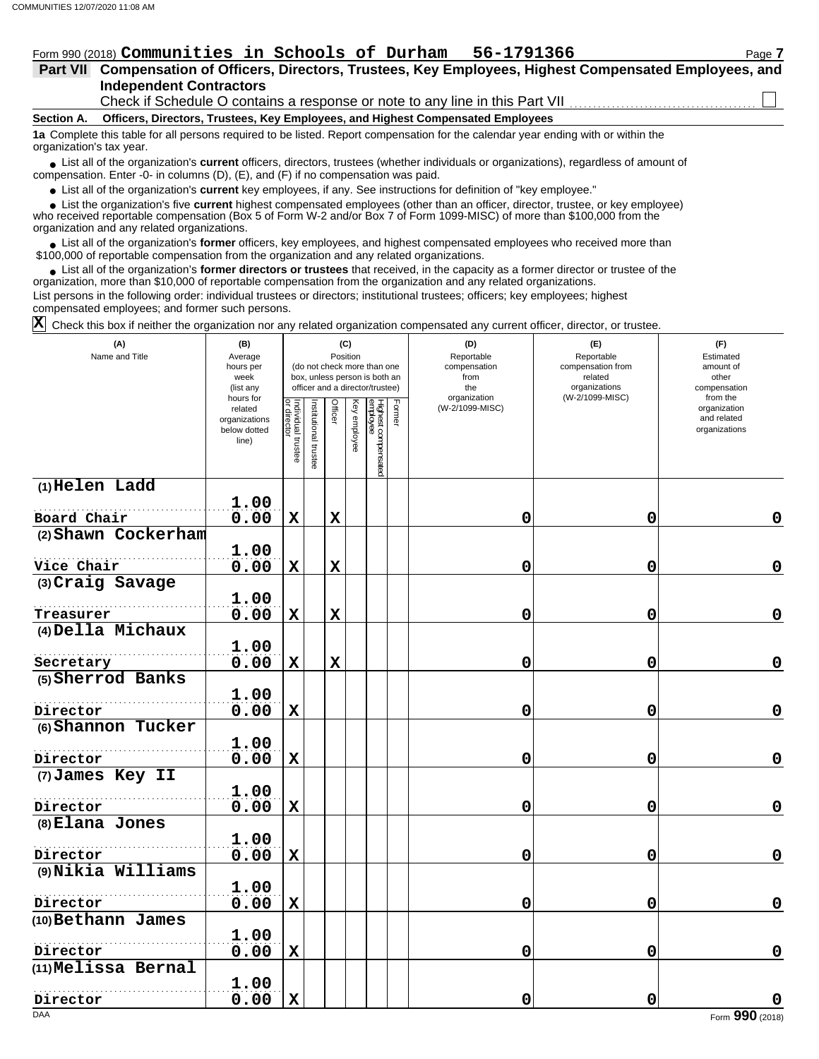Form 990 (2018) **Communities in Schools of Durham 56-1791366**

## Part VII Compensation of Officers, Directors, Trustees, Key Employees, Highest Compensated Employees, and Independent Contractors

Check if Schedule O contains a response or note to any line in this Part VII ☐

**Section A. Officers, Directors, Trustees, Key Employees, and Highest Compensated Employees**

**1a** Complete this table for all persons required to be listed. Report compensation for the calendar year ending with or within the organization's tax year.

- List all of the organization's **current** officers, directors, trustees (whether individuals or organizations), regardless of amount of compensation. Enter -0- in columns (D), (E), and (F) if no compensation was paid.
- List all of the organization's **current** key employees, if any. See instructions for definition of "key employee."
- List the organization's five **current** highest compensated employees (other than an officer, director, trustee, or key employee) who received reportable compensation (Box 5 of Form W-2 and/or Box 7 of Form 1099-MISC) of more than $100,000 from the organization and any related organizations.
- List all of the organization's **former** officers, key employees, and highest compensated employees who received more than $100,000 of reportable compensation from the organization and any related organizations.
- List all of the organization's **former directors or trustees** that received, in the capacity as a former director or trustee of the organization, more than $10,000 of reportable compensation from the organization and any related organizations.

List persons in the following order: individual trustees or directors; institutional trustees; officers; key employees; highest compensated employees; and former such persons.

☒ Check this box if neither the organization nor any related organization compensated any current officer, director, or trustee.

| (A) Name and Title | (B) Average hours per week (list any hours for related organizations below dotted line) | (C) Position: Individual trustee or director | Institutional trustee | Officer | Key employee | Highest compensated employee | Former | (D) Reportable compensation from the organization (W-2/1099-MISC) | (E) Reportable compensation from related organizations (W-2/1099-MISC) | (F) Estimated amount of other compensation from the organization and related organizations |
|---|---|---|---|---|---|---|---|---|---|---|
| (1) Helen Ladd<br>Board Chair | 1.00<br>0.00 | X | | X | | | | 0 | 0 | 0 |
| (2) Shawn Cockerham<br>Vice Chair | 1.00<br>0.00 | X | | X | | | | 0 | 0 | 0 |
| (3) Craig Savage<br>Treasurer | 1.00<br>0.00 | X | | X | | | | 0 | 0 | 0 |
| (4) Della Michaux<br>Secretary | 1.00<br>0.00 | X | | X | | | | 0 | 0 | 0 |
| (5) Sherrod Banks<br>Director | 1.00<br>0.00 | X | | | | | | 0 | 0 | 0 |
| (6) Shannon Tucker<br>Director | 1.00<br>0.00 | X | | | | | | 0 | 0 | 0 |
| (7) James Key II<br>Director | 1.00<br>0.00 | X | | | | | | 0 | 0 | 0 |
| (8) Elana Jones<br>Director | 1.00<br>0.00 | X | | | | | | 0 | 0 | 0 |
| (9) Nikia Williams<br>Director | 1.00<br>0.00 | X | | | | | | 0 | 0 | 0 |
| (10) Bethann James<br>Director | 1.00<br>0.00 | X | | | | | | 0 | 0 | 0 |
| (11) Melissa Bernal<br>Director | 1.00<br>0.00 | X | | | | | | 0 | 0 | 0 |

Form **990** (2018)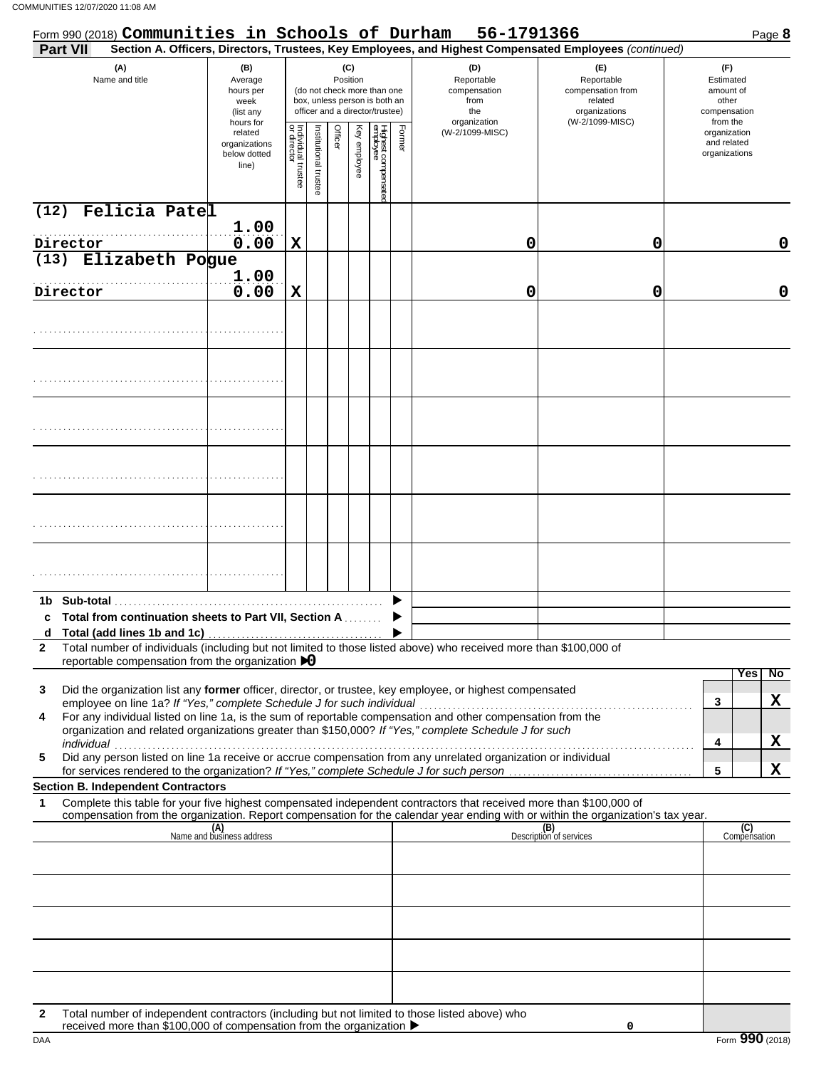Form 990 (2018) **Communities in Schools of Durham 56-1791366**

**Part VII Section A. Officers, Directors, Trustees, Key Employees, and Highest Compensated Employees** *(continued)*

| (A) Name and title | (B) Average hours per week (list any hours for related organizations below dotted line) | (C) Position: Individual trustee or director | Institutional trustee | Officer | Key employee | Highest compensated employee | Former | (D) Reportable compensation from the organization (W-2/1099-MISC) | (E) Reportable compensation from related organizations (W-2/1099-MISC) | (F) Estimated amount of other compensation from the organization and related organizations |
|---|---|---|---|---|---|---|---|---|---|---|
| (12) Felicia Patel<br>Director | 1.00<br>0.00 | X | | | | | | 0 | 0 | 0 |
| (13) Elizabeth Pogue<br>Director | 1.00<br>0.00 | X | | | | | | 0 | 0 | 0 |
| | | | | | | | | | | |
| | | | | | | | | | | |
| | | | | | | | | | | |
| | | | | | | | | | | |
| | | | | | | | | | | |
| | | | | | | | | | | |

**1b Sub-total** ▶

**c Total from continuation sheets to Part VII, Section A** ▶

**d Total (add lines 1b and 1c)** ▶

**2** Total number of individuals (including but not limited to those listed above) who received more than $100,000 of reportable compensation from the organization ▶ 0

| | | | Yes | No |
|---|---|---|---|---|
| **3** | Did the organization list any **former** officer, director, or trustee, key employee, or highest compensated employee on line 1a? *If "Yes," complete Schedule J for such individual* | 3 | | X |
| **4** | For any individual listed on line 1a, is the sum of reportable compensation and other compensation from the organization and related organizations greater than $150,000? *If "Yes," complete Schedule J for such individual* | 4 | | X |
| **5** | Did any person listed on line 1a receive or accrue compensation from any unrelated organization or individual for services rendered to the organization? *If "Yes," complete Schedule J for such person* | 5 | | X |

**Section B. Independent Contractors**

**1** Complete this table for your five highest compensated independent contractors that received more than $100,000 of compensation from the organization. Report compensation for the calendar year ending with or within the organization's tax year.

| (A) Name and business address | (B) Description of services | (C) Compensation |
|---|---|---|
| | | |
| | | |
| | | |
| | | |
| | | |

**2** Total number of independent contractors (including but not limited to those listed above) who received more than $100,000 of compensation from the organization ▶ 0

DAA Form **990** (2018)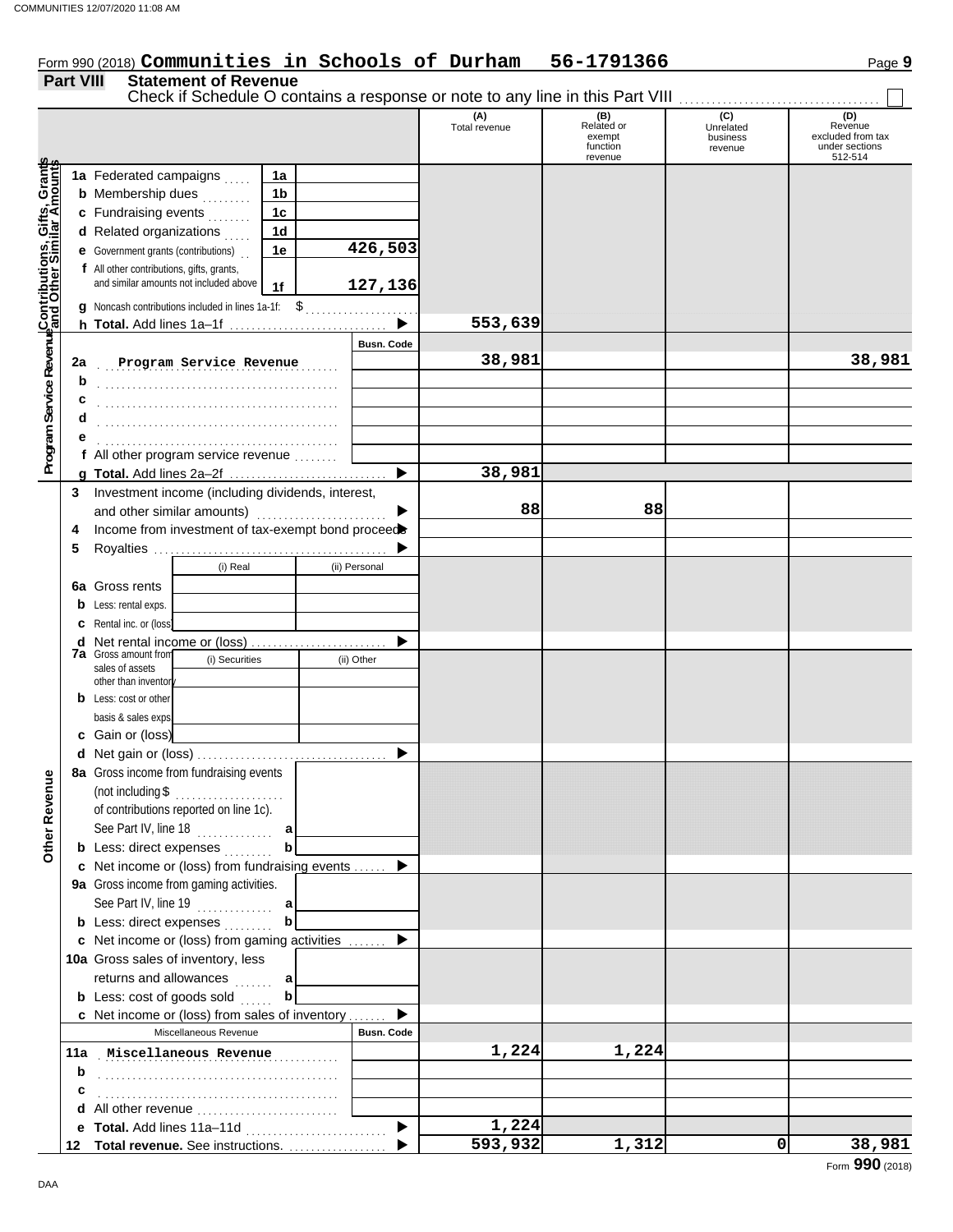Form 990 (2018) **Communities in Schools of Durham 56-1791366** Page **9**

**Part VIII Statement of Revenue**

Check if Schedule O contains a response or note to any line in this Part VIII ☐

| | | | (A) Total revenue | (B) Related or exempt function revenue | (C) Unrelated business revenue | (D) Revenue excluded from tax under sections 512-514 |
|---|---|---|---|---|---|---|
| **Contributions, Gifts, Grants and Other Similar Amounts** | | | | | | |
| 1a Federated campaigns | 1a | | | | | |
| b Membership dues | 1b | | | | | |
| c Fundraising events | 1c | | | | | |
| d Related organizations | 1d | | | | | |
| e Government grants (contributions) | 1e | 426,503 | | | | |
| f All other contributions, gifts, grants, and similar amounts not included above | 1f | 127,136 | | | | |
| g Noncash contributions included in lines 1a-1f: $ | | | | | | |
| h **Total.** Add lines 1a–1f | | ▶ | 553,639 | | | |
| **Program Service Revenue** | | Busn. Code | | | | |
| 2a Program Service Revenue | | | 38,981 | | | 38,981 |
| b | | | | | | |
| c | | | | | | |
| d | | | | | | |
| e | | | | | | |
| f All other program service revenue | | | | | | |
| g **Total.** Add lines 2a–2f | | ▶ | 38,981 | | | |
| **Other Revenue** | | | | | | |
| 3 Investment income (including dividends, interest, and other similar amounts) | | ▶ | 88 | 88 | | |
| 4 Income from investment of tax-exempt bond proceeds | | ▶ | | | | |
| 5 Royalties | | ▶ | | | | |
| | (i) Real | (ii) Personal | | | | |
| 6a Gross rents | | | | | | |
| b Less: rental exps. | | | | | | |
| c Rental inc. or (loss) | | | | | | |
| d Net rental income or (loss) | | ▶ | | | | |
| 7a Gross amount from sales of assets other than inventory | (i) Securities | (ii) Other | | | | |
| b Less: cost or other basis & sales exps. | | | | | | |
| c Gain or (loss) | | | | | | |
| d Net gain or (loss) | | ▶ | | | | |
| 8a Gross income from fundraising events (not including $ of contributions reported on line 1c). See Part IV, line 18 | a | | | | | |
| b Less: direct expenses | b | | | | | |
| c Net income or (loss) from fundraising events | | ▶ | | | | |
| 9a Gross income from gaming activities. See Part IV, line 19 | a | | | | | |
| b Less: direct expenses | b | | | | | |
| c Net income or (loss) from gaming activities | | ▶ | | | | |
| 10a Gross sales of inventory, less returns and allowances | a | | | | | |
| b Less: cost of goods sold | b | | | | | |
| c Net income or (loss) from sales of inventory | | ▶ | | | | |
| Miscellaneous Revenue | | Busn. Code | | | | |
| 11a Miscellaneous Revenue | | | 1,224 | 1,224 | | |
| b | | | | | | |
| c | | | | | | |
| d All other revenue | | | | | | |
| e **Total.** Add lines 11a–11d | | ▶ | 1,224 | | | |
| 12 **Total revenue.** See instructions. | | ▶ | 593,932 | 1,312 | 0 | 38,981 |

Form **990** (2018)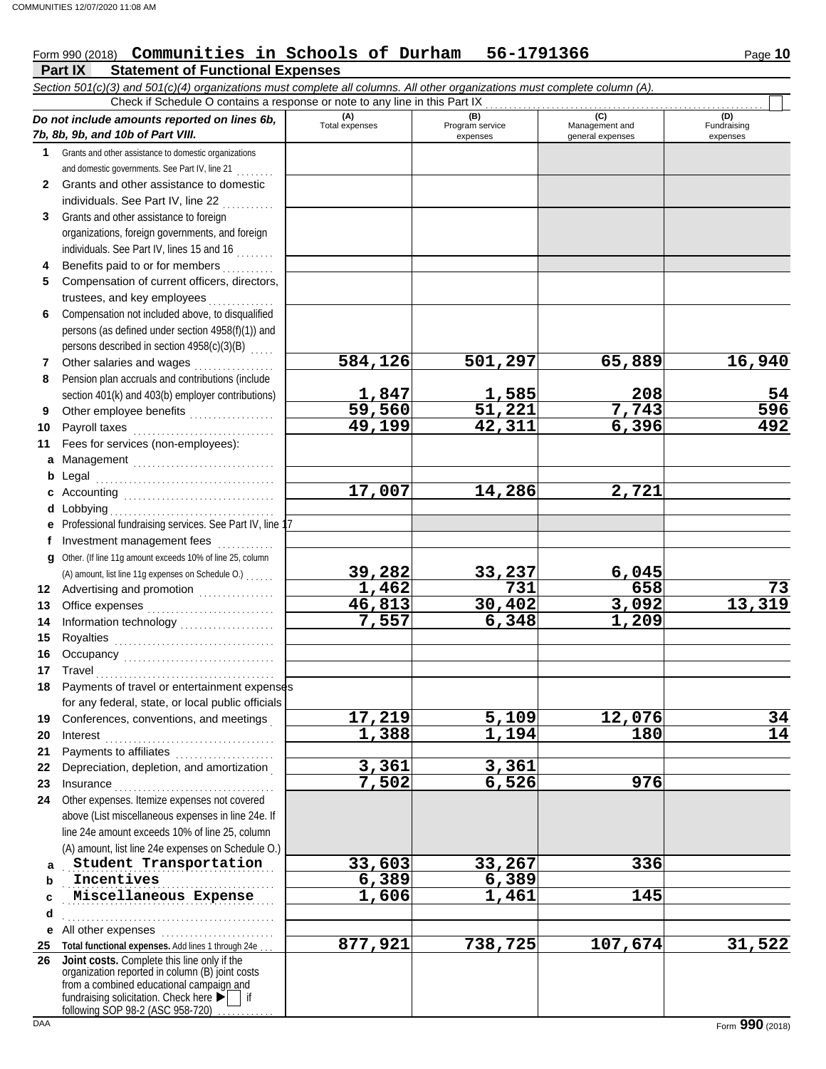Form 990 (2018) **Communities in Schools of Durham 56-1791366**

## Part IX Statement of Functional Expenses

*Section 501(c)(3) and 501(c)(4) organizations must complete all columns. All other organizations must complete column (A).*

Check if Schedule O contains a response or note to any line in this Part IX

| *Do not include amounts reported on lines 6b, 7b, 8b, 9b, and 10b of Part VIII.* | (A) Total expenses | (B) Program service expenses | (C) Management and general expenses | (D) Fundraising expenses |
|---|---|---|---|---|
| **1** Grants and other assistance to domestic organizations and domestic governments. See Part IV, line 21 | | | | |
| **2** Grants and other assistance to domestic individuals. See Part IV, line 22 | | | | |
| **3** Grants and other assistance to foreign organizations, foreign governments, and foreign individuals. See Part IV, lines 15 and 16 | | | | |
| **4** Benefits paid to or for members | | | | |
| **5** Compensation of current officers, directors, trustees, and key employees | | | | |
| **6** Compensation not included above, to disqualified persons (as defined under section 4958(f)(1)) and persons described in section 4958(c)(3)(B) | | | | |
| **7** Other salaries and wages | 584,126 | 501,297 | 65,889 | 16,940 |
| **8** Pension plan accruals and contributions (include section 401(k) and 403(b) employer contributions) | 1,847 | 1,585 | 208 | 54 |
| **9** Other employee benefits | 59,560 | 51,221 | 7,743 | 596 |
| **10** Payroll taxes | 49,199 | 42,311 | 6,396 | 492 |
| **11** Fees for services (non-employees): | | | | |
| **a** Management | | | | |
| **b** Legal | | | | |
| **c** Accounting | 17,007 | 14,286 | 2,721 | |
| **d** Lobbying | | | | |
| **e** Professional fundraising services. See Part IV, line 17 | | | | |
| **f** Investment management fees | | | | |
| **g** Other. (If line 11g amount exceeds 10% of line 25, column (A) amount, list line 11g expenses on Schedule O.) | 39,282 | 33,237 | 6,045 | |
| **12** Advertising and promotion | 1,462 | 731 | 658 | 73 |
| **13** Office expenses | 46,813 | 30,402 | 3,092 | 13,319 |
| **14** Information technology | 7,557 | 6,348 | 1,209 | |
| **15** Royalties | | | | |
| **16** Occupancy | | | | |
| **17** Travel | | | | |
| **18** Payments of travel or entertainment expenses for any federal, state, or local public officials | | | | |
| **19** Conferences, conventions, and meetings | 17,219 | 5,109 | 12,076 | 34 |
| **20** Interest | 1,388 | 1,194 | 180 | 14 |
| **21** Payments to affiliates | | | | |
| **22** Depreciation, depletion, and amortization | 3,361 | 3,361 | | |
| **23** Insurance | 7,502 | 6,526 | 976 | |
| **24** Other expenses. Itemize expenses not covered above (List miscellaneous expenses in line 24e. If line 24e amount exceeds 10% of line 25, column (A) amount, list line 24e expenses on Schedule O.) | | | | |
| **a** Student Transportation | 33,603 | 33,267 | 336 | |
| **b** Incentives | 6,389 | 6,389 | | |
| **c** Miscellaneous Expense | 1,606 | 1,461 | 145 | |
| **d** | | | | |
| **e** All other expenses | | | | |
| **25 Total functional expenses.** Add lines 1 through 24e | 877,921 | 738,725 | 107,674 | 31,522 |
| **26 Joint costs.** Complete this line only if the organization reported in column (B) joint costs from a combined educational campaign and fundraising solicitation. Check here ▶ ☐ if following SOP 98-2 (ASC 958-720) | | | | |

Form **990** (2018)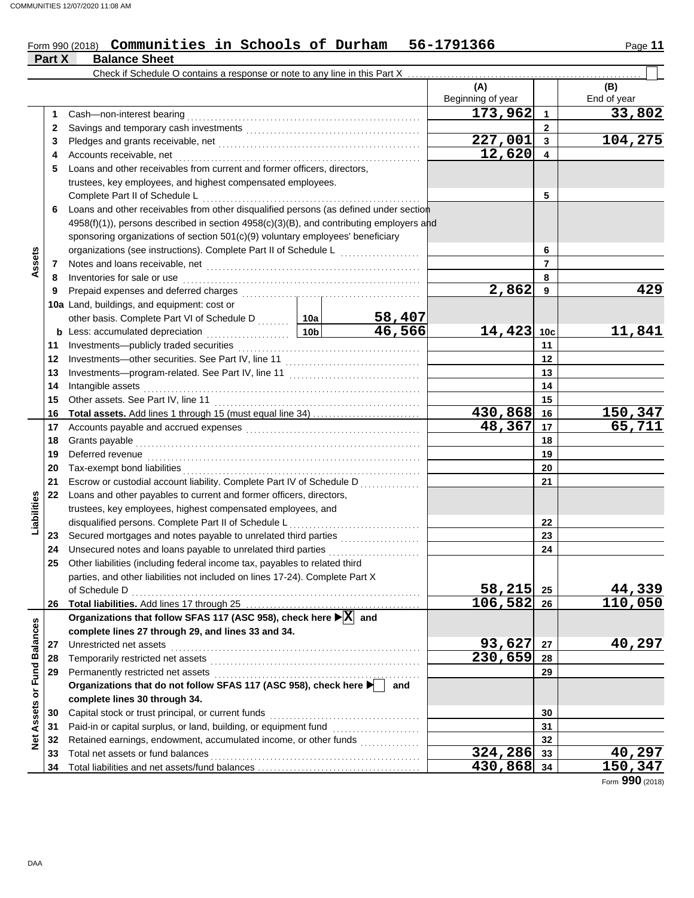Form 990 (2018) **Communities in Schools of Durham 56-1791366**

## Part X Balance Sheet

Check if Schedule O contains a response or note to any line in this Part X ☐

| Section | Line | Description | | | (A) Beginning of year | | (B) End of year |
|---|---|---|---|---|---|---|---|
| Assets | 1 | Cash—non-interest bearing | | | 173,962 | 1 | 33,802 |
| | 2 | Savings and temporary cash investments | | | | 2 | |
| | 3 | Pledges and grants receivable, net | | | 227,001 | 3 | 104,275 |
| | 4 | Accounts receivable, net | | | 12,620 | 4 | |
| | 5 | Loans and other receivables from current and former officers, directors, trustees, key employees, and highest compensated employees. Complete Part II of Schedule L | | | | 5 | |
| | 6 | Loans and other receivables from other disqualified persons (as defined under section 4958(f)(1)), persons described in section 4958(c)(3)(B), and contributing employers and sponsoring organizations of section 501(c)(9) voluntary employees' beneficiary organizations (see instructions). Complete Part II of Schedule L | | | | 6 | |
| | 7 | Notes and loans receivable, net | | | | 7 | |
| | 8 | Inventories for sale or use | | | | 8 | |
| | 9 | Prepaid expenses and deferred charges | | | 2,862 | 9 | 429 |
| | 10a | Land, buildings, and equipment: cost or other basis. Complete Part VI of Schedule D | 10a | 58,407 | | | |
| | b | Less: accumulated depreciation | 10b | 46,566 | 14,423 | 10c | 11,841 |
| | 11 | Investments—publicly traded securities | | | | 11 | |
| | 12 | Investments—other securities. See Part IV, line 11 | | | | 12 | |
| | 13 | Investments—program-related. See Part IV, line 11 | | | | 13 | |
| | 14 | Intangible assets | | | | 14 | |
| | 15 | Other assets. See Part IV, line 11 | | | | 15 | |
| | 16 | **Total assets.** Add lines 1 through 15 (must equal line 34) | | | 430,868 | 16 | 150,347 |
| Liabilities | 17 | Accounts payable and accrued expenses | | | 48,367 | 17 | 65,711 |
| | 18 | Grants payable | | | | 18 | |
| | 19 | Deferred revenue | | | | 19 | |
| | 20 | Tax-exempt bond liabilities | | | | 20 | |
| | 21 | Escrow or custodial account liability. Complete Part IV of Schedule D | | | | 21 | |
| | 22 | Loans and other payables to current and former officers, directors, trustees, key employees, highest compensated employees, and disqualified persons. Complete Part II of Schedule L | | | | 22 | |
| | 23 | Secured mortgages and notes payable to unrelated third parties | | | | 23 | |
| | 24 | Unsecured notes and loans payable to unrelated third parties | | | | 24 | |
| | 25 | Other liabilities (including federal income tax, payables to related third parties, and other liabilities not included on lines 17-24). Complete Part X of Schedule D | | | 58,215 | 25 | 44,339 |
| | 26 | **Total liabilities.** Add lines 17 through 25 | | | 106,582 | 26 | 110,050 |
| Net Assets or Fund Balances | | **Organizations that follow SFAS 117 (ASC 958), check here ▶ [X] and complete lines 27 through 29, and lines 33 and 34.** | | | | | |
| | 27 | Unrestricted net assets | | | 93,627 | 27 | 40,297 |
| | 28 | Temporarily restricted net assets | | | 230,659 | 28 | |
| | 29 | Permanently restricted net assets | | | | 29 | |
| | | **Organizations that do not follow SFAS 117 (ASC 958), check here ▶ [ ] and complete lines 30 through 34.** | | | | | |
| | 30 | Capital stock or trust principal, or current funds | | | | 30 | |
| | 31 | Paid-in or capital surplus, or land, building, or equipment fund | | | | 31 | |
| | 32 | Retained earnings, endowment, accumulated income, or other funds | | | | 32 | |
| | 33 | Total net assets or fund balances | | | 324,286 | 33 | 40,297 |
| | 34 | Total liabilities and net assets/fund balances | | | 430,868 | 34 | 150,347 |

Form **990** (2018)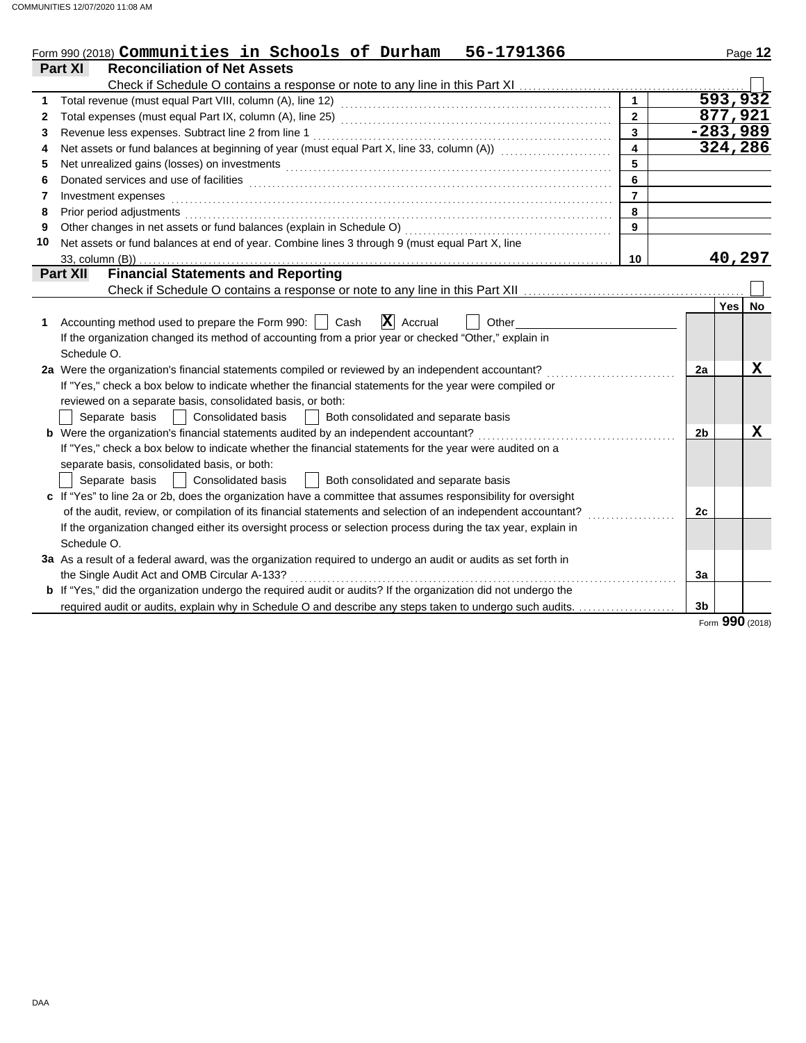Form 990 (2018) **Communities in Schools of Durham 56-1791366**

## Part XI Reconciliation of Net Assets

Check if Schedule O contains a response or note to any line in this Part XI ☐

| | | | |
|---|---|---|---|
| 1 | Total revenue (must equal Part VIII, column (A), line 12) | 1 | 593,932 |
| 2 | Total expenses (must equal Part IX, column (A), line 25) | 2 | 877,921 |
| 3 | Revenue less expenses. Subtract line 2 from line 1 | 3 | -283,989 |
| 4 | Net assets or fund balances at beginning of year (must equal Part X, line 33, column (A)) | 4 | 324,286 |
| 5 | Net unrealized gains (losses) on investments | 5 | |
| 6 | Donated services and use of facilities | 6 | |
| 7 | Investment expenses | 7 | |
| 8 | Prior period adjustments | 8 | |
| 9 | Other changes in net assets or fund balances (explain in Schedule O) | 9 | |
| 10 | Net assets or fund balances at end of year. Combine lines 3 through 9 (must equal Part X, line 33, column (B)) | 10 | 40,297 |

## Part XII Financial Statements and Reporting

Check if Schedule O contains a response or note to any line in this Part XII ☐

| | | | Yes | No |
|---|---|---|---|---|
| 1 | Accounting method used to prepare the Form 990: ☐ Cash ☒ Accrual ☐ Other<br>If the organization changed its method of accounting from a prior year or checked "Other," explain in Schedule O. | | | |
| 2a | Were the organization's financial statements compiled or reviewed by an independent accountant?<br>If "Yes," check a box below to indicate whether the financial statements for the year were compiled or reviewed on a separate basis, consolidated basis, or both:<br>☐ Separate basis ☐ Consolidated basis ☐ Both consolidated and separate basis | 2a | | X |
| b | Were the organization's financial statements audited by an independent accountant?<br>If "Yes," check a box below to indicate whether the financial statements for the year were audited on a separate basis, consolidated basis, or both:<br>☐ Separate basis ☐ Consolidated basis ☐ Both consolidated and separate basis | 2b | | X |
| c | If "Yes" to line 2a or 2b, does the organization have a committee that assumes responsibility for oversight of the audit, review, or compilation of its financial statements and selection of an independent accountant?<br>If the organization changed either its oversight process or selection process during the tax year, explain in Schedule O. | 2c | | |
| 3a | As a result of a federal award, was the organization required to undergo an audit or audits as set forth in the Single Audit Act and OMB Circular A-133? | 3a | | |
| b | If "Yes," did the organization undergo the required audit or audits? If the organization did not undergo the required audit or audits, explain why in Schedule O and describe any steps taken to undergo such audits. | 3b | | |

Form **990** (2018)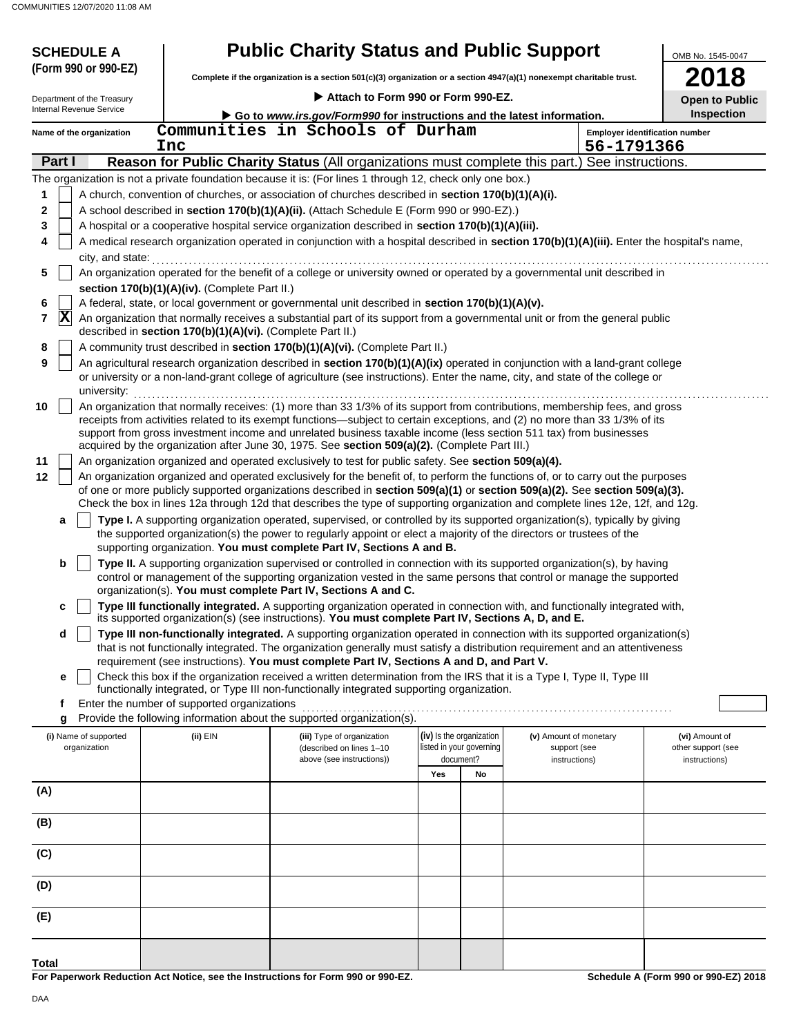**SCHEDULE A (Form 990 or 990-EZ)**

Department of the Treasury
Internal Revenue Service

# Public Charity Status and Public Support

**Complete if the organization is a section 501(c)(3) organization or a section 4947(a)(1) nonexempt charitable trust.**

▶ **Attach to Form 990 or Form 990-EZ.**

▶ **Go to *www.irs.gov/Form990* for instructions and the latest information.**

OMB No. 1545-0047

**2018**

**Open to Public Inspection**

**Name of the organization** Communities in Schools of Durham Inc

**Employer identification number** 56-1791366

## Part I Reason for Public Charity Status (All organizations must complete this part.) See instructions.

The organization is not a private foundation because it is: (For lines 1 through 12, check only one box.)

1 [ ] A church, convention of churches, or association of churches described in **section 170(b)(1)(A)(i).**

2 [ ] A school described in **section 170(b)(1)(A)(ii).** (Attach Schedule E (Form 990 or 990-EZ).)

3 [ ] A hospital or a cooperative hospital service organization described in **section 170(b)(1)(A)(iii).**

4 [ ] A medical research organization operated in conjunction with a hospital described in **section 170(b)(1)(A)(iii).** Enter the hospital's name, city, and state:

5 [ ] An organization operated for the benefit of a college or university owned or operated by a governmental unit described in **section 170(b)(1)(A)(iv).** (Complete Part II.)

6 [ ] A federal, state, or local government or governmental unit described in **section 170(b)(1)(A)(v).**

7 [X] An organization that normally receives a substantial part of its support from a governmental unit or from the general public described in **section 170(b)(1)(A)(vi).** (Complete Part II.)

8 [ ] A community trust described in **section 170(b)(1)(A)(vi).** (Complete Part II.)

9 [ ] An agricultural research organization described in **section 170(b)(1)(A)(ix)** operated in conjunction with a land-grant college or university or a non-land-grant college of agriculture (see instructions). Enter the name, city, and state of the college or university:

10 [ ] An organization that normally receives: (1) more than 33 1/3% of its support from contributions, membership fees, and gross receipts from activities related to its exempt functions—subject to certain exceptions, and (2) no more than 33 1/3% of its support from gross investment income and unrelated business taxable income (less section 511 tax) from businesses acquired by the organization after June 30, 1975. See **section 509(a)(2).** (Complete Part III.)

11 [ ] An organization organized and operated exclusively to test for public safety. See **section 509(a)(4).**

12 [ ] An organization organized and operated exclusively for the benefit of, to perform the functions of, or to carry out the purposes of one or more publicly supported organizations described in **section 509(a)(1)** or **section 509(a)(2).** See **section 509(a)(3).** Check the box in lines 12a through 12d that describes the type of supporting organization and complete lines 12e, 12f, and 12g.

a [ ] **Type I.** A supporting organization operated, supervised, or controlled by its supported organization(s), typically by giving the supported organization(s) the power to regularly appoint or elect a majority of the directors or trustees of the supporting organization. **You must complete Part IV, Sections A and B.**

b [ ] **Type II.** A supporting organization supervised or controlled in connection with its supported organization(s), by having control or management of the supporting organization vested in the same persons that control or manage the supported organization(s). **You must complete Part IV, Sections A and C.**

c [ ] **Type III functionally integrated.** A supporting organization operated in connection with, and functionally integrated with, its supported organization(s) (see instructions). **You must complete Part IV, Sections A, D, and E.**

d [ ] **Type III non-functionally integrated.** A supporting organization operated in connection with its supported organization(s) that is not functionally integrated. The organization generally must satisfy a distribution requirement and an attentiveness requirement (see instructions). **You must complete Part IV, Sections A and D, and Part V.**

e [ ] Check this box if the organization received a written determination from the IRS that it is a Type I, Type II, Type III functionally integrated, or Type III non-functionally integrated supporting organization.

f Enter the number of supported organizations

g Provide the following information about the supported organization(s).

| (i) Name of supported organization | (ii) EIN | (iii) Type of organization (described on lines 1–10 above (see instructions)) | (iv) Is the organization listed in your governing document? Yes | No | (v) Amount of monetary support (see instructions) | (vi) Amount of other support (see instructions) |
|---|---|---|---|---|---|---|
| (A) | | | | | | |
| (B) | | | | | | |
| (C) | | | | | | |
| (D) | | | | | | |
| (E) | | | | | | |
| **Total** | | | | | | |

**For Paperwork Reduction Act Notice, see the Instructions for Form 990 or 990-EZ.** **Schedule A (Form 990 or 990-EZ) 2018**

DAA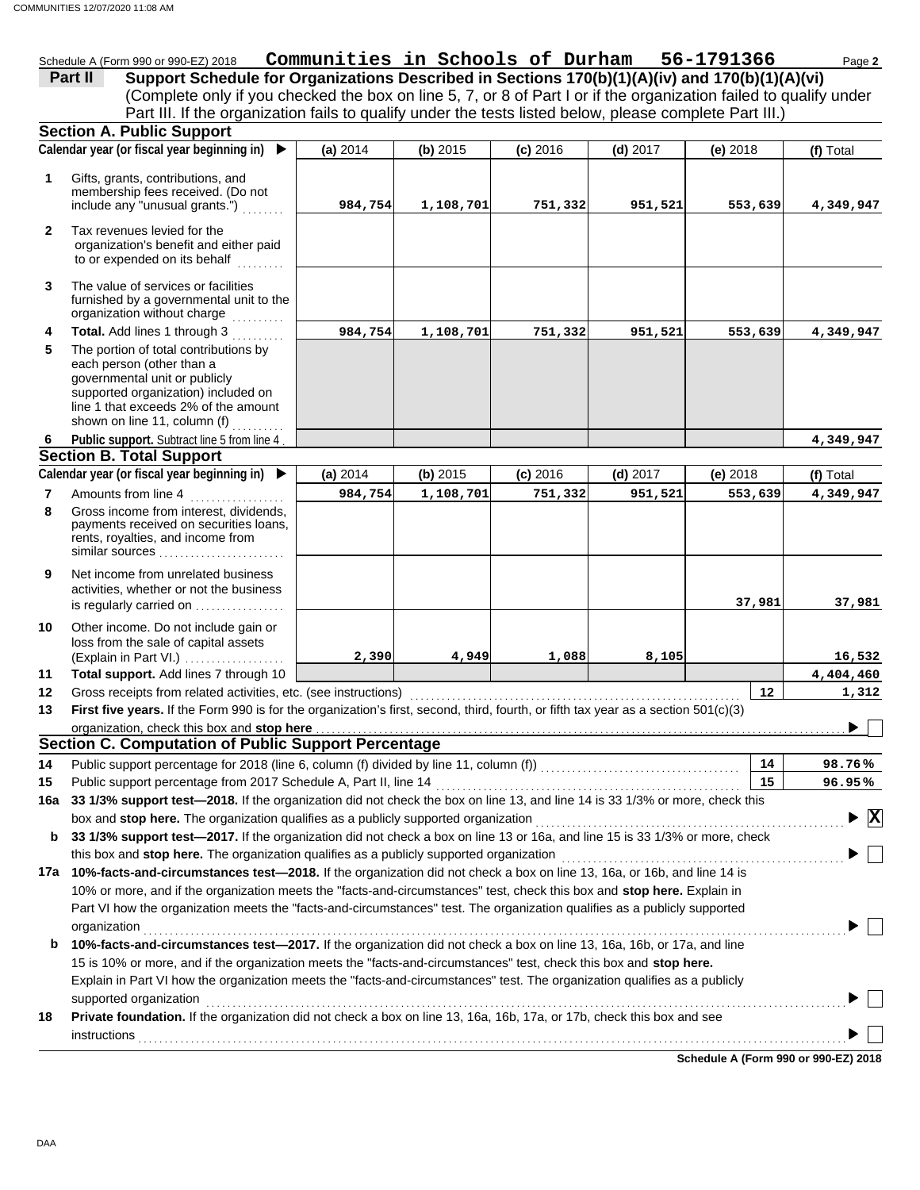Schedule A (Form 990 or 990-EZ) 2018 **Communities in Schools of Durham 56-1791366** Page **2**

## Part II Support Schedule for Organizations Described in Sections 170(b)(1)(A)(iv) and 170(b)(1)(A)(vi)

(Complete only if you checked the box on line 5, 7, or 8 of Part I or if the organization failed to qualify under Part III. If the organization fails to qualify under the tests listed below, please complete Part III.)

### Section A. Public Support

| Calendar year (or fiscal year beginning in) ▶ | (a) 2014 | (b) 2015 | (c) 2016 | (d) 2017 | (e) 2018 | (f) Total |
|---|---|---|---|---|---|---|
| **1** Gifts, grants, contributions, and membership fees received. (Do not include any "unusual grants.") | 984,754 | 1,108,701 | 751,332 | 951,521 | 553,639 | 4,349,947 |
| **2** Tax revenues levied for the organization's benefit and either paid to or expended on its behalf | | | | | | |
| **3** The value of services or facilities furnished by a governmental unit to the organization without charge | | | | | | |
| **4** **Total.** Add lines 1 through 3 | 984,754 | 1,108,701 | 751,332 | 951,521 | 553,639 | 4,349,947 |
| **5** The portion of total contributions by each person (other than a governmental unit or publicly supported organization) included on line 1 that exceeds 2% of the amount shown on line 11, column (f) | | | | | | |
| **6** **Public support.** Subtract line 5 from line 4 | | | | | | 4,349,947 |

### Section B. Total Support

| Calendar year (or fiscal year beginning in) ▶ | (a) 2014 | (b) 2015 | (c) 2016 | (d) 2017 | (e) 2018 | (f) Total |
|---|---|---|---|---|---|---|
| **7** Amounts from line 4 | 984,754 | 1,108,701 | 751,332 | 951,521 | 553,639 | 4,349,947 |
| **8** Gross income from interest, dividends, payments received on securities loans, rents, royalties, and income from similar sources | | | | | | |
| **9** Net income from unrelated business activities, whether or not the business is regularly carried on | | | | | 37,981 | 37,981 |
| **10** Other income. Do not include gain or loss from the sale of capital assets (Explain in Part VI.) | 2,390 | 4,949 | 1,088 | 8,105 | | 16,532 |
| **11** **Total support.** Add lines 7 through 10 | | | | | | 4,404,460 |

**12** Gross receipts from related activities, etc. (see instructions) — **12** — 1,312

**13** **First five years.** If the Form 990 is for the organization's first, second, third, fourth, or fifth tax year as a section 501(c)(3) organization, check this box and **stop here** ▶ ☐

### Section C. Computation of Public Support Percentage

**14** Public support percentage for 2018 (line 6, column (f) divided by line 11, column (f)) — **14** — 98.76%

**15** Public support percentage from 2017 Schedule A, Part II, line 14 — **15** — 96.95%

**16a** **33 1/3% support test—2018.** If the organization did not check the box on line 13, and line 14 is 33 1/3% or more, check this box and **stop here.** The organization qualifies as a publicly supported organization ▶ ☒

**b** **33 1/3% support test—2017.** If the organization did not check a box on line 13 or 16a, and line 15 is 33 1/3% or more, check this box and **stop here.** The organization qualifies as a publicly supported organization ▶ ☐

**17a** **10%-facts-and-circumstances test—2018.** If the organization did not check a box on line 13, 16a, or 16b, and line 14 is 10% or more, and if the organization meets the "facts-and-circumstances" test, check this box and **stop here.** Explain in Part VI how the organization meets the "facts-and-circumstances" test. The organization qualifies as a publicly supported organization ▶ ☐

**b** **10%-facts-and-circumstances test—2017.** If the organization did not check a box on line 13, 16a, 16b, or 17a, and line 15 is 10% or more, and if the organization meets the "facts-and-circumstances" test, check this box and **stop here.** Explain in Part VI how the organization meets the "facts-and-circumstances" test. The organization qualifies as a publicly supported organization ▶ ☐

**18** **Private foundation.** If the organization did not check a box on line 13, 16a, 16b, 17a, or 17b, check this box and see instructions ▶ ☐

**Schedule A (Form 990 or 990-EZ) 2018**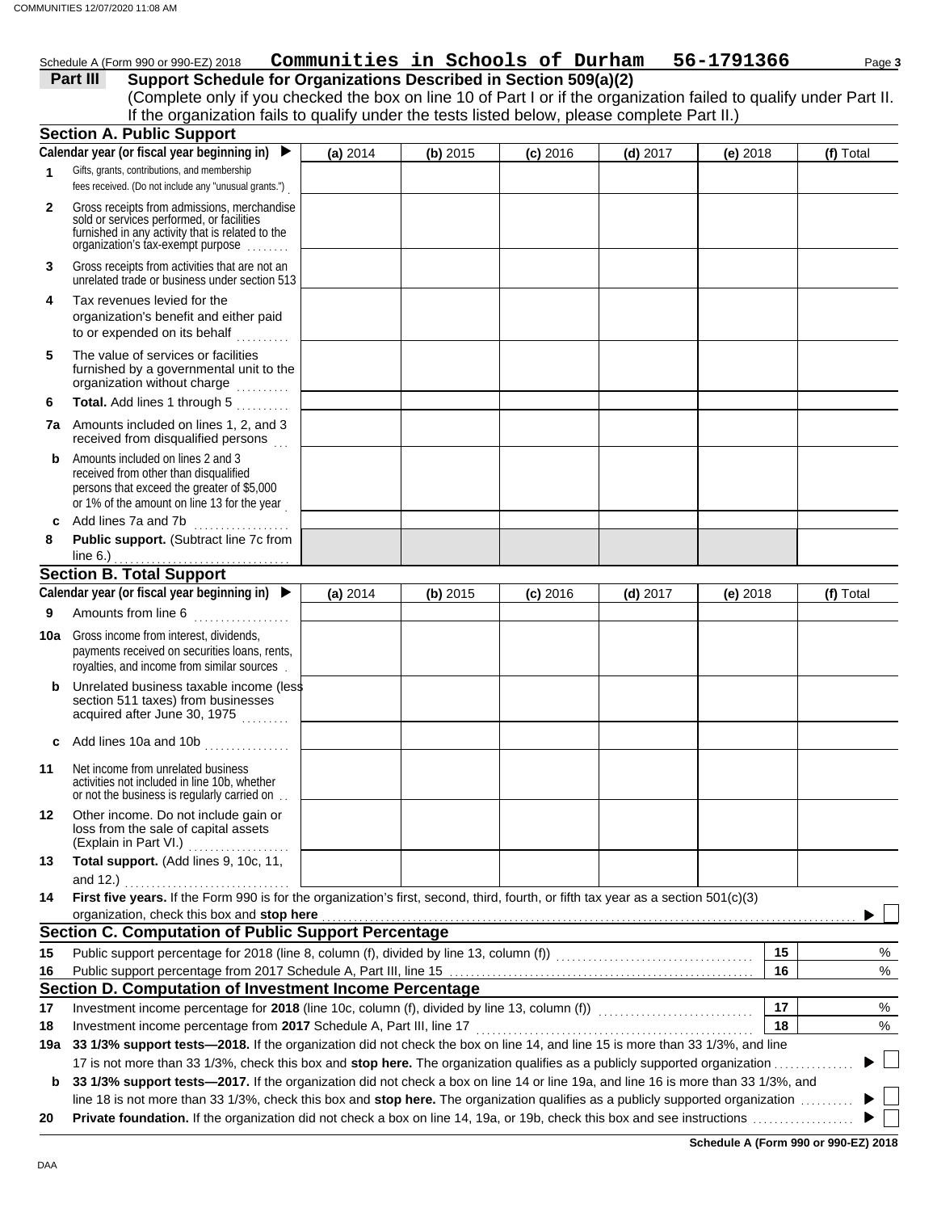Schedule A (Form 990 or 990-EZ) 2018 **Communities in Schools of Durham 56-1791366**

**Part III Support Schedule for Organizations Described in Section 509(a)(2)**

(Complete only if you checked the box on line 10 of Part I or if the organization failed to qualify under Part II. If the organization fails to qualify under the tests listed below, please complete Part II.)

## Section A. Public Support

| Calendar year (or fiscal year beginning in) ▶ | (a) 2014 | (b) 2015 | (c) 2016 | (d) 2017 | (e) 2018 | (f) Total |
|---|---|---|---|---|---|---|
| **1** Gifts, grants, contributions, and membership fees received. (Do not include any "unusual grants.") | | | | | | |
| **2** Gross receipts from admissions, merchandise sold or services performed, or facilities furnished in any activity that is related to the organization's tax-exempt purpose | | | | | | |
| **3** Gross receipts from activities that are not an unrelated trade or business under section 513 | | | | | | |
| **4** Tax revenues levied for the organization's benefit and either paid to or expended on its behalf | | | | | | |
| **5** The value of services or facilities furnished by a governmental unit to the organization without charge | | | | | | |
| **6** **Total.** Add lines 1 through 5 | | | | | | |
| **7a** Amounts included on lines 1, 2, and 3 received from disqualified persons | | | | | | |
| **b** Amounts included on lines 2 and 3 received from other than disqualified persons that exceed the greater of $5,000 or 1% of the amount on line 13 for the year | | | | | | |
| **c** Add lines 7a and 7b | | | | | | |
| **8** **Public support.** (Subtract line 7c from line 6.) | | | | | | |

## Section B. Total Support

| Calendar year (or fiscal year beginning in) ▶ | (a) 2014 | (b) 2015 | (c) 2016 | (d) 2017 | (e) 2018 | (f) Total |
|---|---|---|---|---|---|---|
| **9** Amounts from line 6 | | | | | | |
| **10a** Gross income from interest, dividends, payments received on securities loans, rents, royalties, and income from similar sources | | | | | | |
| **b** Unrelated business taxable income (less section 511 taxes) from businesses acquired after June 30, 1975 | | | | | | |
| **c** Add lines 10a and 10b | | | | | | |
| **11** Net income from unrelated business activities not included in line 10b, whether or not the business is regularly carried on | | | | | | |
| **12** Other income. Do not include gain or loss from the sale of capital assets (Explain in Part VI.) | | | | | | |
| **13** **Total support.** (Add lines 9, 10c, 11, and 12.) | | | | | | |

**14** **First five years.** If the Form 990 is for the organization's first, second, third, fourth, or fifth tax year as a section 501(c)(3) organization, check this box and **stop here** ▶ ☐

## Section C. Computation of Public Support Percentage

| | | | |
|---|---|---|---|
| **15** | Public support percentage for 2018 (line 8, column (f), divided by line 13, column (f)) | **15** | % |
| **16** | Public support percentage from 2017 Schedule A, Part III, line 15 | **16** | % |

## Section D. Computation of Investment Income Percentage

| | | | |
|---|---|---|---|
| **17** | Investment income percentage for **2018** (line 10c, column (f), divided by line 13, column (f)) | **17** | % |
| **18** | Investment income percentage from **2017** Schedule A, Part III, line 17 | **18** | % |

**19a** **33 1/3% support tests—2018.** If the organization did not check the box on line 14, and line 15 is more than 33 1/3%, and line 17 is not more than 33 1/3%, check this box and **stop here.** The organization qualifies as a publicly supported organization ▶ ☐

**b** **33 1/3% support tests—2017.** If the organization did not check a box on line 14 or line 19a, and line 16 is more than 33 1/3%, and line 18 is not more than 33 1/3%, check this box and **stop here.** The organization qualifies as a publicly supported organization ▶ ☐

**20** **Private foundation.** If the organization did not check a box on line 14, 19a, or 19b, check this box and see instructions ▶ ☐

**Schedule A (Form 990 or 990-EZ) 2018**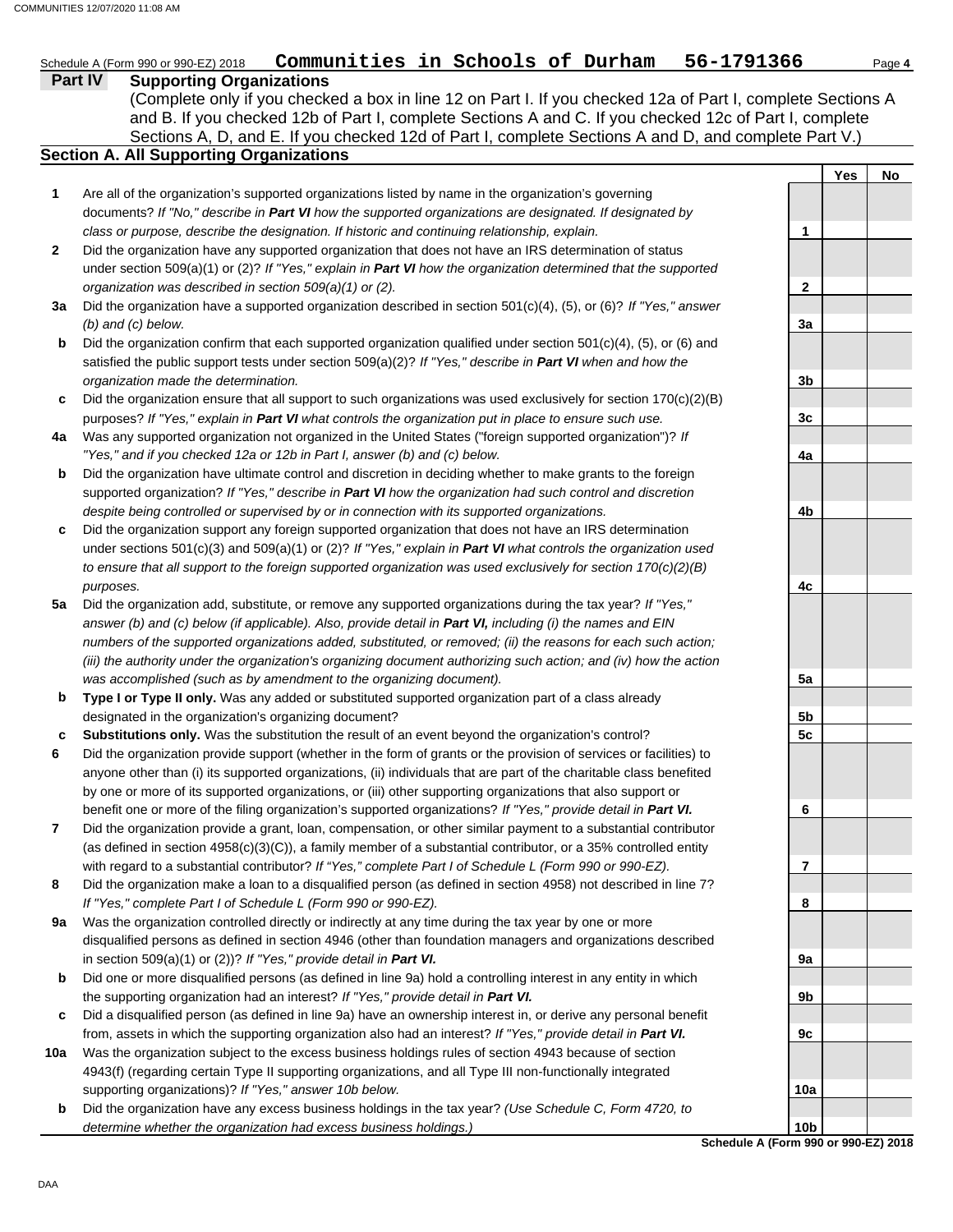Schedule A (Form 990 or 990-EZ) 2018 **Communities in Schools of Durham 56-1791366** Page **4**

## Part IV Supporting Organizations

(Complete only if you checked a box in line 12 on Part I. If you checked 12a of Part I, complete Sections A and B. If you checked 12b of Part I, complete Sections A and C. If you checked 12c of Part I, complete Sections A, D, and E. If you checked 12d of Part I, complete Sections A and D, and complete Part V.)

### Section A. All Supporting Organizations

| | | | Yes | No |
|---|---|---|---|---|
| **1** | Are all of the organization's supported organizations listed by name in the organization's governing documents? *If "No," describe in **Part VI** how the supported organizations are designated. If designated by class or purpose, describe the designation. If historic and continuing relationship, explain.* | **1** | | |
| **2** | Did the organization have any supported organization that does not have an IRS determination of status under section 509(a)(1) or (2)? *If "Yes," explain in **Part VI** how the organization determined that the supported organization was described in section 509(a)(1) or (2).* | **2** | | |
| **3a** | Did the organization have a supported organization described in section 501(c)(4), (5), or (6)? *If "Yes," answer (b) and (c) below.* | **3a** | | |
| **b** | Did the organization confirm that each supported organization qualified under section 501(c)(4), (5), or (6) and satisfied the public support tests under section 509(a)(2)? *If "Yes," describe in **Part VI** when and how the organization made the determination.* | **3b** | | |
| **c** | Did the organization ensure that all support to such organizations was used exclusively for section 170(c)(2)(B) purposes? *If "Yes," explain in **Part VI** what controls the organization put in place to ensure such use.* | **3c** | | |
| **4a** | Was any supported organization not organized in the United States ("foreign supported organization")? *If "Yes," and if you checked 12a or 12b in Part I, answer (b) and (c) below.* | **4a** | | |
| **b** | Did the organization have ultimate control and discretion in deciding whether to make grants to the foreign supported organization? *If "Yes," describe in **Part VI** how the organization had such control and discretion despite being controlled or supervised by or in connection with its supported organizations.* | **4b** | | |
| **c** | Did the organization support any foreign supported organization that does not have an IRS determination under sections 501(c)(3) and 509(a)(1) or (2)? *If "Yes," explain in **Part VI** what controls the organization used to ensure that all support to the foreign supported organization was used exclusively for section 170(c)(2)(B) purposes.* | **4c** | | |
| **5a** | Did the organization add, substitute, or remove any supported organizations during the tax year? *If "Yes," answer (b) and (c) below (if applicable). Also, provide detail in **Part VI,** including (i) the names and EIN numbers of the supported organizations added, substituted, or removed; (ii) the reasons for each such action; (iii) the authority under the organization's organizing document authorizing such action; and (iv) how the action was accomplished (such as by amendment to the organizing document).* | **5a** | | |
| **b** | **Type I or Type II only.** Was any added or substituted supported organization part of a class already designated in the organization's organizing document? | **5b** | | |
| **c** | **Substitutions only.** Was the substitution the result of an event beyond the organization's control? | **5c** | | |
| **6** | Did the organization provide support (whether in the form of grants or the provision of services or facilities) to anyone other than (i) its supported organizations, (ii) individuals that are part of the charitable class benefited by one or more of its supported organizations, or (iii) other supporting organizations that also support or benefit one or more of the filing organization's supported organizations? *If "Yes," provide detail in **Part VI.*** | **6** | | |
| **7** | Did the organization provide a grant, loan, compensation, or other similar payment to a substantial contributor (as defined in section 4958(c)(3)(C)), a family member of a substantial contributor, or a 35% controlled entity with regard to a substantial contributor? *If "Yes," complete Part I of Schedule L (Form 990 or 990-EZ).* | **7** | | |
| **8** | Did the organization make a loan to a disqualified person (as defined in section 4958) not described in line 7? *If "Yes," complete Part I of Schedule L (Form 990 or 990-EZ).* | **8** | | |
| **9a** | Was the organization controlled directly or indirectly at any time during the tax year by one or more disqualified persons as defined in section 4946 (other than foundation managers and organizations described in section 509(a)(1) or (2))? *If "Yes," provide detail in **Part VI.*** | **9a** | | |
| **b** | Did one or more disqualified persons (as defined in line 9a) hold a controlling interest in any entity in which the supporting organization had an interest? *If "Yes," provide detail in **Part VI.*** | **9b** | | |
| **c** | Did a disqualified person (as defined in line 9a) have an ownership interest in, or derive any personal benefit from, assets in which the supporting organization also had an interest? *If "Yes," provide detail in **Part VI.*** | **9c** | | |
| **10a** | Was the organization subject to the excess business holdings rules of section 4943 because of section 4943(f) (regarding certain Type II supporting organizations, and all Type III non-functionally integrated supporting organizations)? *If "Yes," answer 10b below.* | **10a** | | |
| **b** | Did the organization have any excess business holdings in the tax year? *(Use Schedule C, Form 4720, to determine whether the organization had excess business holdings.)* | **10b** | | |

**Schedule A (Form 990 or 990-EZ) 2018**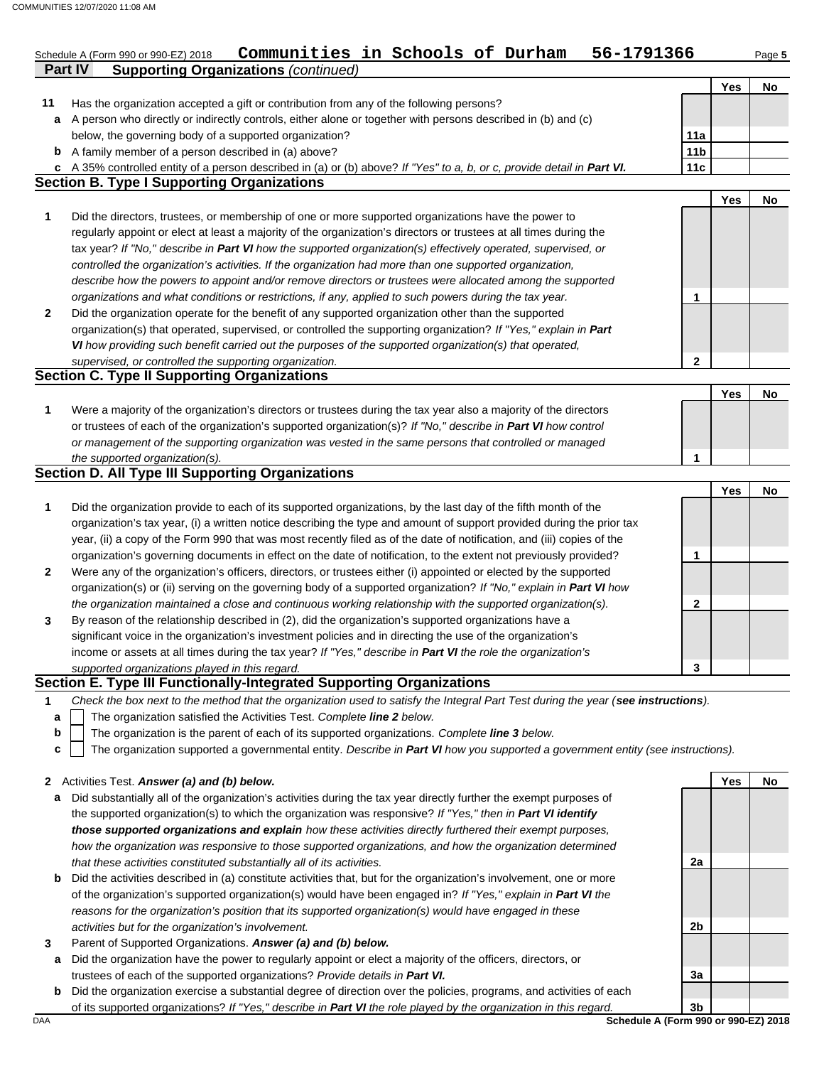Schedule A (Form 990 or 990-EZ) 2018 **Communities in Schools of Durham 56-1791366** Page **5**

**Part IV Supporting Organizations** *(continued)*

| | | | Yes | No |
|---|---|---|---|---|
| **11** | Has the organization accepted a gift or contribution from any of the following persons? | | | |
| **a** | A person who directly or indirectly controls, either alone or together with persons described in (b) and (c) below, the governing body of a supported organization? | **11a** | | |
| **b** | A family member of a person described in (a) above? | **11b** | | |
| **c** | A 35% controlled entity of a person described in (a) or (b) above? *If "Yes" to a, b, or c, provide detail in **Part VI.*** | **11c** | | |

## Section B. Type I Supporting Organizations

| | | | Yes | No |
|---|---|---|---|---|
| **1** | Did the directors, trustees, or membership of one or more supported organizations have the power to regularly appoint or elect at least a majority of the organization's directors or trustees at all times during the tax year? *If "No," describe in **Part VI** how the supported organization(s) effectively operated, supervised, or controlled the organization's activities. If the organization had more than one supported organization, describe how the powers to appoint and/or remove directors or trustees were allocated among the supported organizations and what conditions or restrictions, if any, applied to such powers during the tax year.* | **1** | | |
| **2** | Did the organization operate for the benefit of any supported organization other than the supported organization(s) that operated, supervised, or controlled the supporting organization? *If "Yes," explain in **Part VI** how providing such benefit carried out the purposes of the supported organization(s) that operated, supervised, or controlled the supporting organization.* | **2** | | |

## Section C. Type II Supporting Organizations

| | | | Yes | No |
|---|---|---|---|---|
| **1** | Were a majority of the organization's directors or trustees during the tax year also a majority of the directors or trustees of each of the organization's supported organization(s)? *If "No," describe in **Part VI** how control or management of the supporting organization was vested in the same persons that controlled or managed the supported organization(s).* | **1** | | |

## Section D. All Type III Supporting Organizations

| | | | Yes | No |
|---|---|---|---|---|
| **1** | Did the organization provide to each of its supported organizations, by the last day of the fifth month of the organization's tax year, (i) a written notice describing the type and amount of support provided during the prior tax year, (ii) a copy of the Form 990 that was most recently filed as of the date of notification, and (iii) copies of the organization's governing documents in effect on the date of notification, to the extent not previously provided? | **1** | | |
| **2** | Were any of the organization's officers, directors, or trustees either (i) appointed or elected by the supported organization(s) or (ii) serving on the governing body of a supported organization? *If "No," explain in **Part VI** how the organization maintained a close and continuous working relationship with the supported organization(s).* | **2** | | |
| **3** | By reason of the relationship described in (2), did the organization's supported organizations have a significant voice in the organization's investment policies and in directing the use of the organization's income or assets at all times during the tax year? *If "Yes," describe in **Part VI** the role the organization's supported organizations played in this regard.* | **3** | | |

## Section E. Type III Functionally-Integrated Supporting Organizations

**1** *Check the box next to the method that the organization used to satisfy the Integral Part Test during the year (**see instructions**).*

- **a** ☐ The organization satisfied the Activities Test. *Complete **line 2** below.*
- **b** ☐ The organization is the parent of each of its supported organizations. *Complete **line 3** below.*
- **c** ☐ The organization supported a governmental entity. *Describe in **Part VI** how you supported a government entity (see instructions).*

| | | | Yes | No |
|---|---|---|---|---|
| **2** | Activities Test. ***Answer (a) and (b) below.*** | | | |
| **a** | Did substantially all of the organization's activities during the tax year directly further the exempt purposes of the supported organization(s) to which the organization was responsive? *If "Yes," then in **Part VI identify those supported organizations and explain** how these activities directly furthered their exempt purposes, how the organization was responsive to those supported organizations, and how the organization determined that these activities constituted substantially all of its activities.* | **2a** | | |
| **b** | Did the activities described in (a) constitute activities that, but for the organization's involvement, one or more of the organization's supported organization(s) would have been engaged in? *If "Yes," explain in **Part VI** the reasons for the organization's position that its supported organization(s) would have engaged in these activities but for the organization's involvement.* | **2b** | | |
| **3** | Parent of Supported Organizations. ***Answer (a) and (b) below.*** | | | |
| **a** | Did the organization have the power to regularly appoint or elect a majority of the officers, directors, or trustees of each of the supported organizations? *Provide details in **Part VI.*** | **3a** | | |
| **b** | Did the organization exercise a substantial degree of direction over the policies, programs, and activities of each of its supported organizations? *If "Yes," describe in **Part VI** the role played by the organization in this regard.* | **3b** | | |

DAA **Schedule A (Form 990 or 990-EZ) 2018**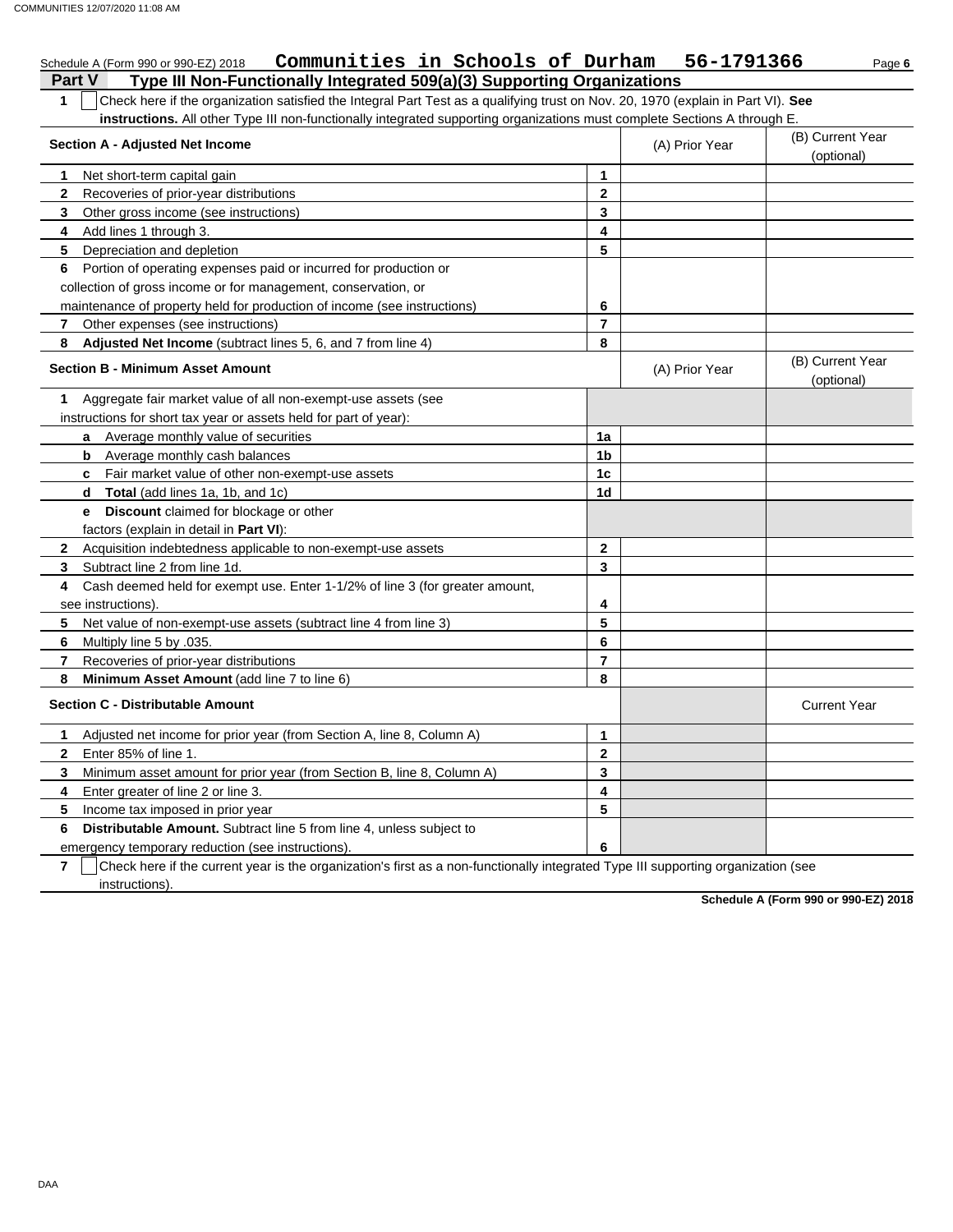Schedule A (Form 990 or 990-EZ) 2018 **Communities in Schools of Durham 56-1791366**

## Part V Type III Non-Functionally Integrated 509(a)(3) Supporting Organizations

**1** ☐ Check here if the organization satisfied the Integral Part Test as a qualifying trust on Nov. 20, 1970 (explain in Part VI). **See instructions.** All other Type III non-functionally integrated supporting organizations must complete Sections A through E.

| **Section A - Adjusted Net Income** | | (A) Prior Year | (B) Current Year (optional) |
|---|---|---|---|
| **1** Net short-term capital gain | 1 | | |
| **2** Recoveries of prior-year distributions | 2 | | |
| **3** Other gross income (see instructions) | 3 | | |
| **4** Add lines 1 through 3. | 4 | | |
| **5** Depreciation and depletion | 5 | | |
| **6** Portion of operating expenses paid or incurred for production or collection of gross income or for management, conservation, or maintenance of property held for production of income (see instructions) | 6 | | |
| **7** Other expenses (see instructions) | 7 | | |
| **8** **Adjusted Net Income** (subtract lines 5, 6, and 7 from line 4) | 8 | | |

| **Section B - Minimum Asset Amount** | | (A) Prior Year | (B) Current Year (optional) |
|---|---|---|---|
| **1** Aggregate fair market value of all non-exempt-use assets (see instructions for short tax year or assets held for part of year): | | | |
| **a** Average monthly value of securities | 1a | | |
| **b** Average monthly cash balances | 1b | | |
| **c** Fair market value of other non-exempt-use assets | 1c | | |
| **d** **Total** (add lines 1a, 1b, and 1c) | 1d | | |
| **e** **Discount** claimed for blockage or other factors (explain in detail in **Part VI**): | | | |
| **2** Acquisition indebtedness applicable to non-exempt-use assets | 2 | | |
| **3** Subtract line 2 from line 1d. | 3 | | |
| **4** Cash deemed held for exempt use. Enter 1-1/2% of line 3 (for greater amount, see instructions). | 4 | | |
| **5** Net value of non-exempt-use assets (subtract line 4 from line 3) | 5 | | |
| **6** Multiply line 5 by .035. | 6 | | |
| **7** Recoveries of prior-year distributions | 7 | | |
| **8** **Minimum Asset Amount** (add line 7 to line 6) | 8 | | |

| **Section C - Distributable Amount** | | | Current Year |
|---|---|---|---|
| **1** Adjusted net income for prior year (from Section A, line 8, Column A) | 1 | | |
| **2** Enter 85% of line 1. | 2 | | |
| **3** Minimum asset amount for prior year (from Section B, line 8, Column A) | 3 | | |
| **4** Enter greater of line 2 or line 3. | 4 | | |
| **5** Income tax imposed in prior year | 5 | | |
| **6** **Distributable Amount.** Subtract line 5 from line 4, unless subject to emergency temporary reduction (see instructions). | 6 | | |

**7** ☐ Check here if the current year is the organization's first as a non-functionally integrated Type III supporting organization (see instructions).

**Schedule A (Form 990 or 990-EZ) 2018**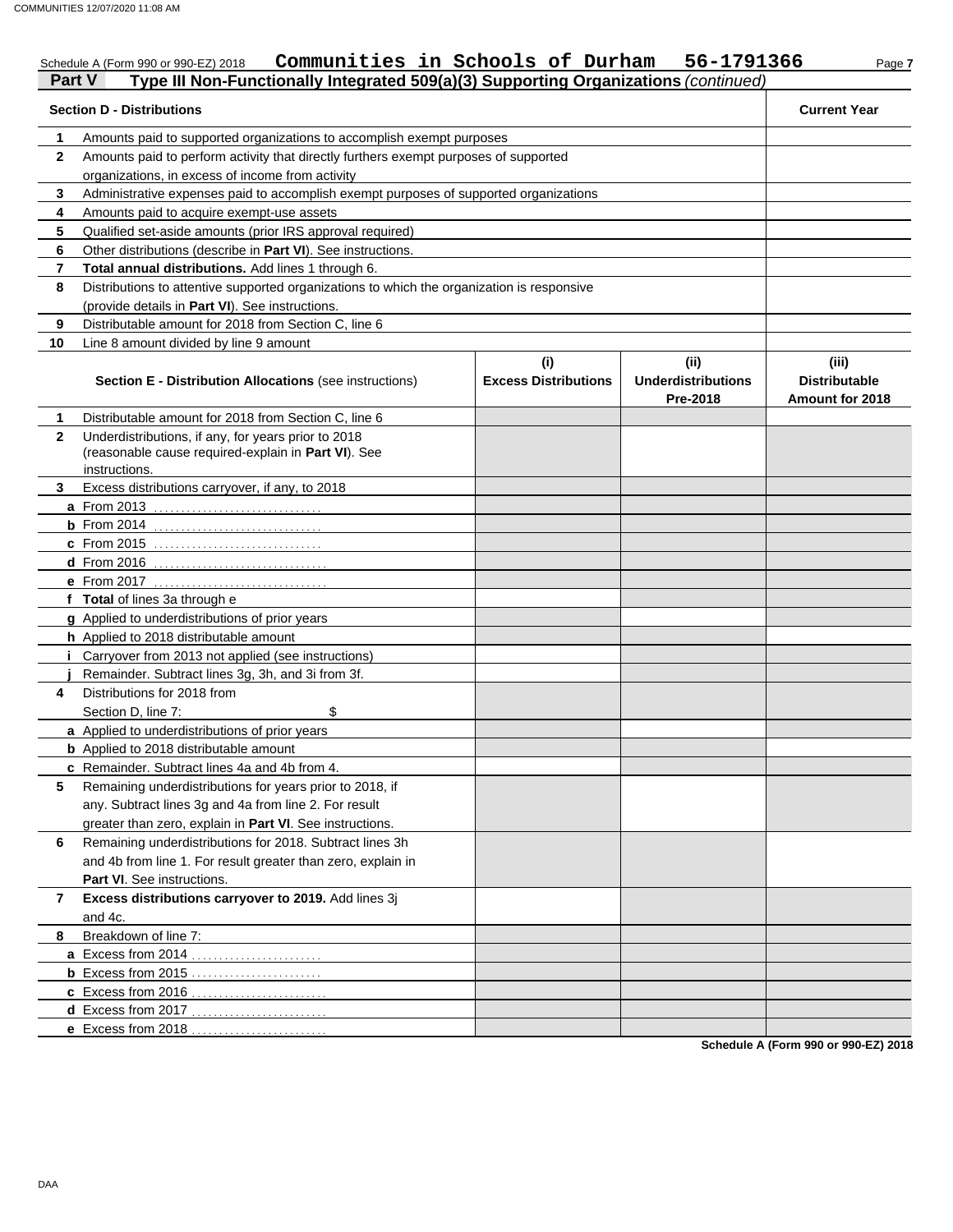Schedule A (Form 990 or 990-EZ) 2018 **Communities in Schools of Durham 56-1791366**

## Part V Type III Non-Functionally Integrated 509(a)(3) Supporting Organizations *(continued)*

| Section D - Distributions | | Current Year |
|---|---|---|
| 1 | Amounts paid to supported organizations to accomplish exempt purposes | |
| 2 | Amounts paid to perform activity that directly furthers exempt purposes of supported organizations, in excess of income from activity | |
| 3 | Administrative expenses paid to accomplish exempt purposes of supported organizations | |
| 4 | Amounts paid to acquire exempt-use assets | |
| 5 | Qualified set-aside amounts (prior IRS approval required) | |
| 6 | Other distributions (describe in **Part VI**). See instructions. | |
| 7 | **Total annual distributions.** Add lines 1 through 6. | |
| 8 | Distributions to attentive supported organizations to which the organization is responsive (provide details in **Part VI**). See instructions. | |
| 9 | Distributable amount for 2018 from Section C, line 6 | |
| 10 | Line 8 amount divided by line 9 amount | |

| | Section E - Distribution Allocations (see instructions) | (i) Excess Distributions | (ii) Underdistributions Pre-2018 | (iii) Distributable Amount for 2018 |
|---|---|---|---|---|
| 1 | Distributable amount for 2018 from Section C, line 6 | | | |
| 2 | Underdistributions, if any, for years prior to 2018 (reasonable cause required-explain in **Part VI**). See instructions. | | | |
| 3 | Excess distributions carryover, if any, to 2018 | | | |
| a | From 2013 | | | |
| b | From 2014 | | | |
| c | From 2015 | | | |
| d | From 2016 | | | |
| e | From 2017 | | | |
| f | **Total** of lines 3a through e | | | |
| g | Applied to underdistributions of prior years | | | |
| h | Applied to 2018 distributable amount | | | |
| i | Carryover from 2013 not applied (see instructions) | | | |
| j | Remainder. Subtract lines 3g, 3h, and 3i from 3f. | | | |
| 4 | Distributions for 2018 from Section D, line 7: $ | | | |
| a | Applied to underdistributions of prior years | | | |
| b | Applied to 2018 distributable amount | | | |
| c | Remainder. Subtract lines 4a and 4b from 4. | | | |
| 5 | Remaining underdistributions for years prior to 2018, if any. Subtract lines 3g and 4a from line 2. For result greater than zero, explain in **Part VI**. See instructions. | | | |
| 6 | Remaining underdistributions for 2018. Subtract lines 3h and 4b from line 1. For result greater than zero, explain in **Part VI**. See instructions. | | | |
| 7 | **Excess distributions carryover to 2019.** Add lines 3j and 4c. | | | |
| 8 | Breakdown of line 7: | | | |
| a | Excess from 2014 | | | |
| b | Excess from 2015 | | | |
| c | Excess from 2016 | | | |
| d | Excess from 2017 | | | |
| e | Excess from 2018 | | | |

**Schedule A (Form 990 or 990-EZ) 2018**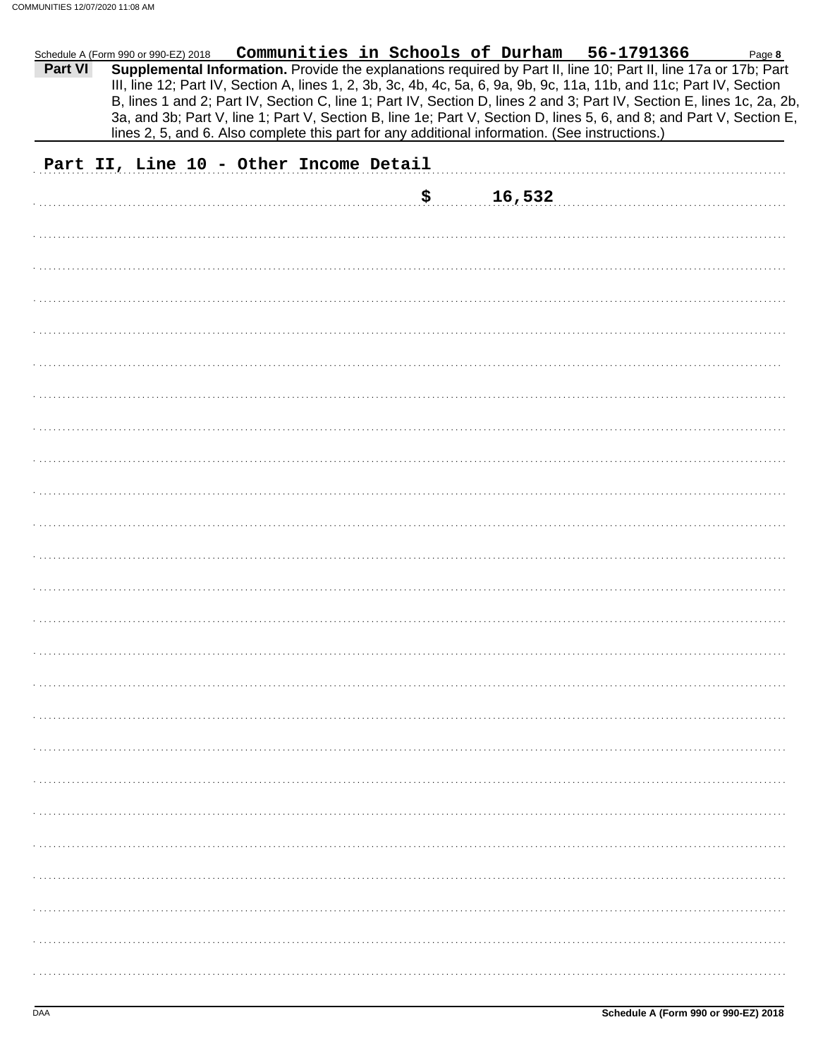Schedule A (Form 990 or 990-EZ) 2018 **Communities in Schools of Durham 56-1791366** Page **8**

**Part VI** **Supplemental Information.** Provide the explanations required by Part II, line 10; Part II, line 17a or 17b; Part III, line 12; Part IV, Section A, lines 1, 2, 3b, 3c, 4b, 4c, 5a, 6, 9a, 9b, 9c, 11a, 11b, and 11c; Part IV, Section B, lines 1 and 2; Part IV, Section C, line 1; Part IV, Section D, lines 2 and 3; Part IV, Section E, lines 1c, 2a, 2b, 3a, and 3b; Part V, line 1; Part V, Section B, line 1e; Part V, Section D, lines 5, 6, and 8; and Part V, Section E, lines 2, 5, and 6. Also complete this part for any additional information. (See instructions.)

Part II, Line 10 - Other Income Detail

$ 16,532

Schedule A (Form 990 or 990-EZ) 2018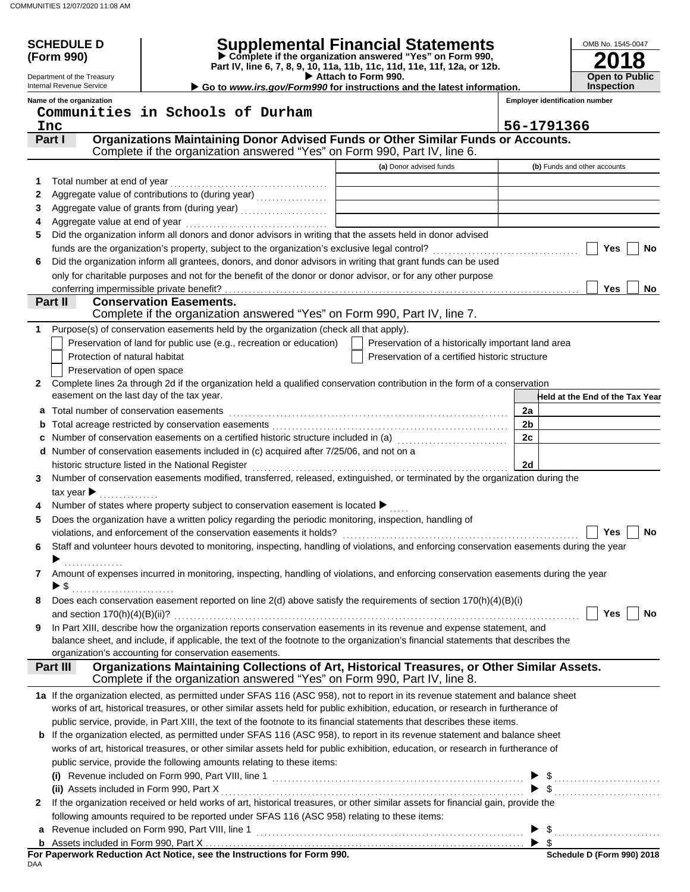# SCHEDULE D (Form 990)

Department of the Treasury
Internal Revenue Service

# Supplemental Financial Statements

▶ Complete if the organization answered "Yes" on Form 990, Part IV, line 6, 7, 8, 9, 10, 11a, 11b, 11c, 11d, 11e, 11f, 12a, or 12b.
▶ Attach to Form 990.
▶ Go to *www.irs.gov/Form990* for instructions and the latest information.

OMB No. 1545-0047

**2018**

**Open to Public Inspection**

**Name of the organization**
Communities in Schools of Durham Inc

**Employer identification number**
56-1791366

## Part I Organizations Maintaining Donor Advised Funds or Other Similar Funds or Accounts.
Complete if the organization answered "Yes" on Form 990, Part IV, line 6.

| | | (a) Donor advised funds | (b) Funds and other accounts |
|---|---|---|---|
| 1 | Total number at end of year | | |
| 2 | Aggregate value of contributions to (during year) | | |
| 3 | Aggregate value of grants from (during year) | | |
| 4 | Aggregate value at end of year | | |

5 Did the organization inform all donors and donor advisors in writing that the assets held in donor advised funds are the organization's property, subject to the organization's exclusive legal control? ☐ Yes ☐ No

6 Did the organization inform all grantees, donors, and donor advisors in writing that grant funds can be used only for charitable purposes and not for the benefit of the donor or donor advisor, or for any other purpose conferring impermissible private benefit? ☐ Yes ☐ No

## Part II Conservation Easements.
Complete if the organization answered "Yes" on Form 990, Part IV, line 7.

1 Purpose(s) of conservation easements held by the organization (check all that apply).
- ☐ Preservation of land for public use (e.g., recreation or education)
- ☐ Preservation of a historically important land area
- ☐ Protection of natural habitat
- ☐ Preservation of a certified historic structure
- ☐ Preservation of open space

2 Complete lines 2a through 2d if the organization held a qualified conservation contribution in the form of a conservation easement on the last day of the tax year.

| | | | Held at the End of the Tax Year |
|---|---|---|---|
| a | Total number of conservation easements | 2a | |
| b | Total acreage restricted by conservation easements | 2b | |
| c | Number of conservation easements on a certified historic structure included in (a) | 2c | |
| d | Number of conservation easements included in (c) acquired after 7/25/06, and not on a historic structure listed in the National Register | 2d | |

3 Number of conservation easements modified, transferred, released, extinguished, or terminated by the organization during the tax year ▶

4 Number of states where property subject to conservation easement is located ▶

5 Does the organization have a written policy regarding the periodic monitoring, inspection, handling of violations, and enforcement of the conservation easements it holds? ☐ Yes ☐ No

6 Staff and volunteer hours devoted to monitoring, inspecting, handling of violations, and enforcing conservation easements during the year ▶

7 Amount of expenses incurred in monitoring, inspecting, handling of violations, and enforcing conservation easements during the year ▶ $

8 Does each conservation easement reported on line 2(d) above satisfy the requirements of section 170(h)(4)(B)(i) and section 170(h)(4)(B)(ii)? ☐ Yes ☐ No

9 In Part XIII, describe how the organization reports conservation easements in its revenue and expense statement, and balance sheet, and include, if applicable, the text of the footnote to the organization's financial statements that describes the organization's accounting for conservation easements.

## Part III Organizations Maintaining Collections of Art, Historical Treasures, or Other Similar Assets.
Complete if the organization answered "Yes" on Form 990, Part IV, line 8.

1a If the organization elected, as permitted under SFAS 116 (ASC 958), not to report in its revenue statement and balance sheet works of art, historical treasures, or other similar assets held for public exhibition, education, or research in furtherance of public service, provide, in Part XIII, the text of the footnote to its financial statements that describes these items.

b If the organization elected, as permitted under SFAS 116 (ASC 958), to report in its revenue statement and balance sheet works of art, historical treasures, or other similar assets held for public exhibition, education, or research in furtherance of public service, provide the following amounts relating to these items:

(i) Revenue included on Form 990, Part VIII, line 1 ▶ $

(ii) Assets included in Form 990, Part X ▶ $

2 If the organization received or held works of art, historical treasures, or other similar assets for financial gain, provide the following amounts required to be reported under SFAS 116 (ASC 958) relating to these items:

a Revenue included on Form 990, Part VIII, line 1 ▶ $

b Assets included in Form 990, Part X ▶ $

**For Paperwork Reduction Act Notice, see the Instructions for Form 990.**

DAA

**Schedule D (Form 990) 2018**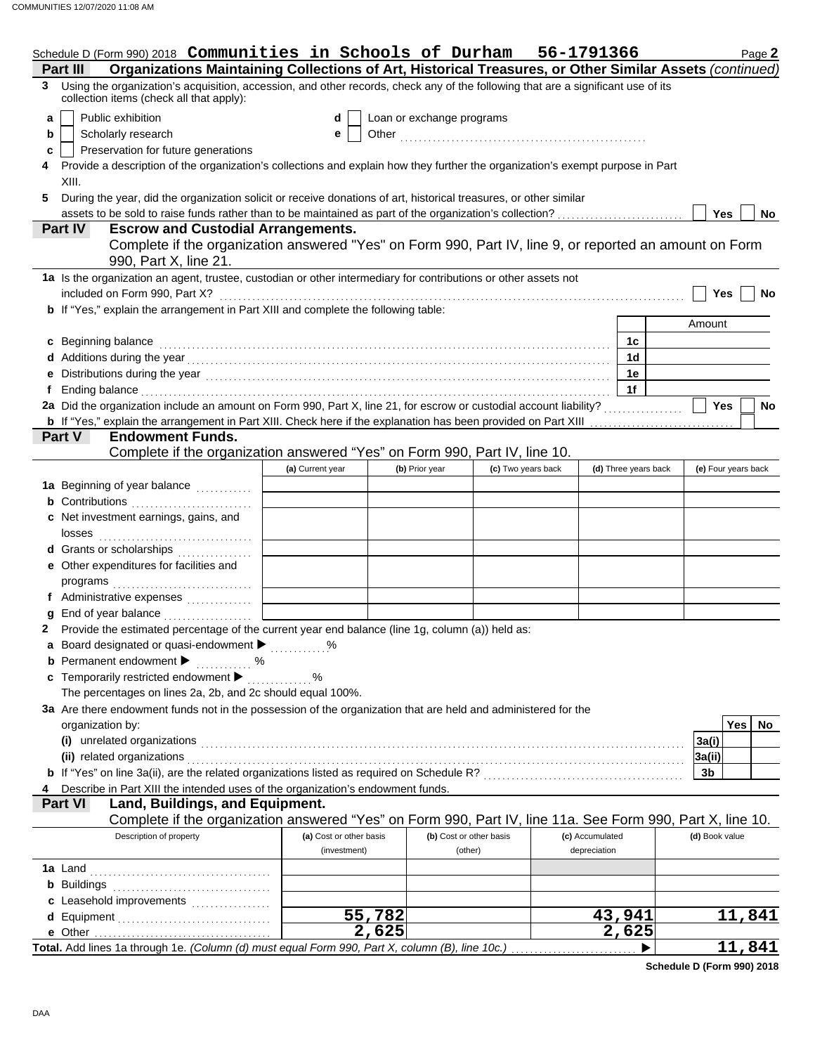Schedule D (Form 990) 2018 **Communities in Schools of Durham 56-1791366** Page **2**

## Part III Organizations Maintaining Collections of Art, Historical Treasures, or Other Similar Assets *(continued)*

**3** Using the organization's acquisition, accession, and other records, check any of the following that are a significant use of its collection items (check all that apply):

- **a** ☐ Public exhibition
- **b** ☐ Scholarly research
- **c** ☐ Preservation for future generations
- **d** ☐ Loan or exchange programs
- **e** ☐ Other ..............................

**4** Provide a description of the organization's collections and explain how they further the organization's exempt purpose in Part XIII.

**5** During the year, did the organization solicit or receive donations of art, historical treasures, or other similar assets to be sold to raise funds rather than to be maintained as part of the organization's collection? ☐ Yes ☐ No

## Part IV Escrow and Custodial Arrangements.

Complete if the organization answered "Yes" on Form 990, Part IV, line 9, or reported an amount on Form 990, Part X, line 21.

**1a** Is the organization an agent, trustee, custodian or other intermediary for contributions or other assets not included on Form 990, Part X? ☐ Yes ☐ No

**b** If "Yes," explain the arrangement in Part XIII and complete the following table:

| | | Amount |
|---|---|---|
| **c** Beginning balance | 1c | |
| **d** Additions during the year | 1d | |
| **e** Distributions during the year | 1e | |
| **f** Ending balance | 1f | |

**2a** Did the organization include an amount on Form 990, Part X, line 21, for escrow or custodial account liability? ☐ Yes ☐ No

**b** If "Yes," explain the arrangement in Part XIII. Check here if the explanation has been provided on Part XIII ☐

## Part V Endowment Funds.

Complete if the organization answered "Yes" on Form 990, Part IV, line 10.

| | (a) Current year | (b) Prior year | (c) Two years back | (d) Three years back | (e) Four years back |
|---|---|---|---|---|---|
| **1a** Beginning of year balance | | | | | |
| **b** Contributions | | | | | |
| **c** Net investment earnings, gains, and losses | | | | | |
| **d** Grants or scholarships | | | | | |
| **e** Other expenditures for facilities and programs | | | | | |
| **f** Administrative expenses | | | | | |
| **g** End of year balance | | | | | |

**2** Provide the estimated percentage of the current year end balance (line 1g, column (a)) held as:

- **a** Board designated or quasi-endowment ▶ ........ %
- **b** Permanent endowment ▶ ........ %
- **c** Temporarily restricted endowment ▶ ........ %

The percentages on lines 2a, 2b, and 2c should equal 100%.

**3a** Are there endowment funds not in the possession of the organization that are held and administered for the organization by:

| | | Yes | No |
|---|---|---|---|
| **(i)** unrelated organizations | 3a(i) | | |
| **(ii)** related organizations | 3a(ii) | | |
| **b** If "Yes" on line 3a(ii), are the related organizations listed as required on Schedule R? | 3b | | |

**4** Describe in Part XIII the intended uses of the organization's endowment funds.

## Part VI Land, Buildings, and Equipment.

Complete if the organization answered "Yes" on Form 990, Part IV, line 11a. See Form 990, Part X, line 10.

| Description of property | (a) Cost or other basis (investment) | (b) Cost or other basis (other) | (c) Accumulated depreciation | (d) Book value |
|---|---|---|---|---|
| **1a** Land | | | | |
| **b** Buildings | | | | |
| **c** Leasehold improvements | | | | |
| **d** Equipment | 55,782 | | 43,941 | 11,841 |
| **e** Other | 2,625 | | 2,625 | |
| **Total.** Add lines 1a through 1e. *(Column (d) must equal Form 990, Part X, column (B), line 10c.)* ▶ | | | | 11,841 |

**Schedule D (Form 990) 2018**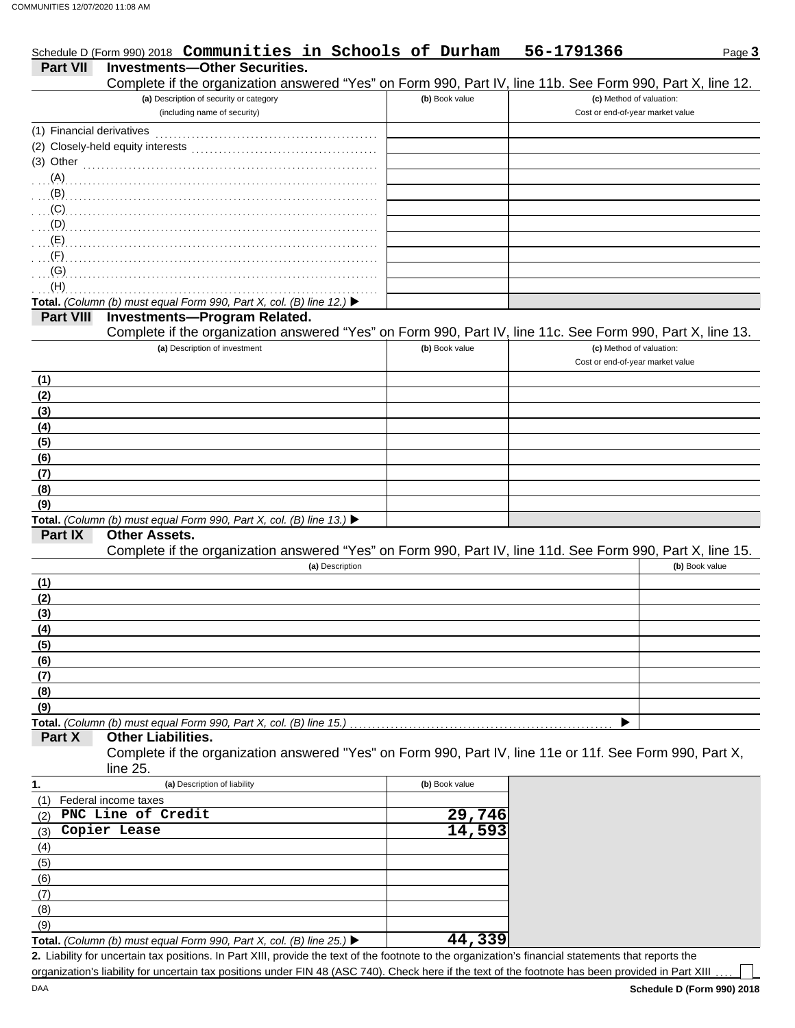Schedule D (Form 990) 2018 **Communities in Schools of Durham** **56-1791366** Page **3**

## Part VII Investments—Other Securities.

Complete if the organization answered "Yes" on Form 990, Part IV, line 11b. See Form 990, Part X, line 12.

| (a) Description of security or category (including name of security) | (b) Book value | (c) Method of valuation: Cost or end-of-year market value |
|---|---|---|
| (1) Financial derivatives | | |
| (2) Closely-held equity interests | | |
| (3) Other | | |
| (A) | | |
| (B) | | |
| (C) | | |
| (D) | | |
| (E) | | |
| (F) | | |
| (G) | | |
| (H) | | |
| **Total.** *(Column (b) must equal Form 990, Part X, col. (B) line 12.)* ▶ | | |

## Part VIII Investments—Program Related.

Complete if the organization answered "Yes" on Form 990, Part IV, line 11c. See Form 990, Part X, line 13.

| (a) Description of investment | (b) Book value | (c) Method of valuation: Cost or end-of-year market value |
|---|---|---|
| (1) | | |
| (2) | | |
| (3) | | |
| (4) | | |
| (5) | | |
| (6) | | |
| (7) | | |
| (8) | | |
| (9) | | |
| **Total.** *(Column (b) must equal Form 990, Part X, col. (B) line 13.)* ▶ | | |

## Part IX Other Assets.

Complete if the organization answered "Yes" on Form 990, Part IV, line 11d. See Form 990, Part X, line 15.

| (a) Description | (b) Book value |
|---|---|
| (1) | |
| (2) | |
| (3) | |
| (4) | |
| (5) | |
| (6) | |
| (7) | |
| (8) | |
| (9) | |
| **Total.** *(Column (b) must equal Form 990, Part X, col. (B) line 15.)* ▶ | |

## Part X Other Liabilities.

Complete if the organization answered "Yes" on Form 990, Part IV, line 11e or 11f. See Form 990, Part X, line 25.

| 1. (a) Description of liability | (b) Book value |
|---|---|
| (1) Federal income taxes | |
| (2) **PNC Line of Credit** | **29,746** |
| (3) **Copier Lease** | **14,593** |
| (4) | |
| (5) | |
| (6) | |
| (7) | |
| (8) | |
| (9) | |
| **Total.** *(Column (b) must equal Form 990, Part X, col. (B) line 25.)* ▶ | **44,339** |

**2.** Liability for uncertain tax positions. In Part XIII, provide the text of the footnote to the organization's financial statements that reports the organization's liability for uncertain tax positions under FIN 48 (ASC 740). Check here if the text of the footnote has been provided in Part XIII .... ☐

DAA **Schedule D (Form 990) 2018**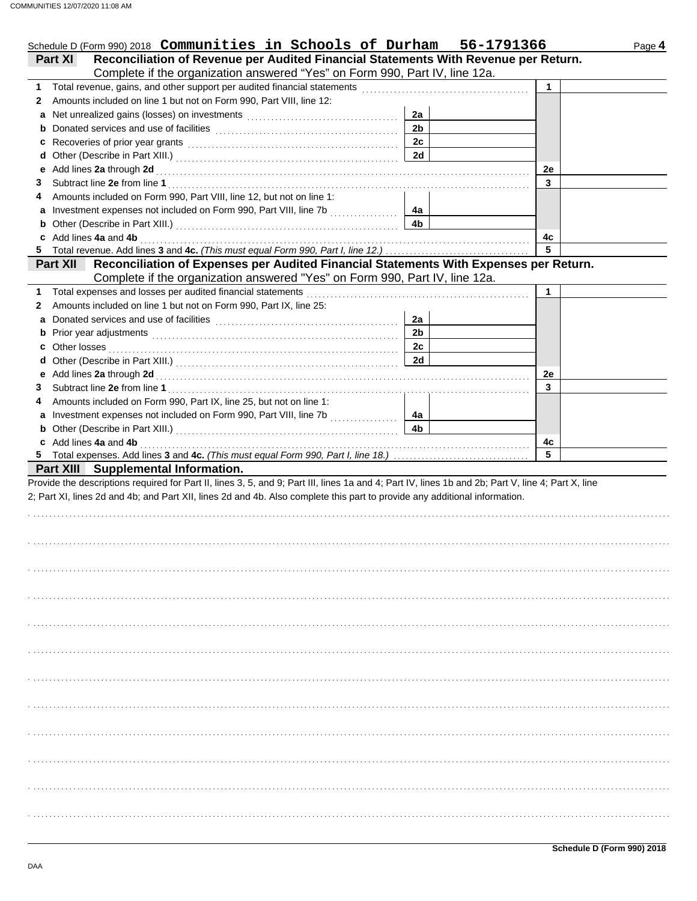Schedule D (Form 990) 2018 **Communities in Schools of Durham 56-1791366** Page **4**

## Part XI Reconciliation of Revenue per Audited Financial Statements With Revenue per Return.

Complete if the organization answered "Yes" on Form 990, Part IV, line 12a.

| | | | | | |
|---|---|---|---|---|---|
| **1** | Total revenue, gains, and other support per audited financial statements | | | 1 | |
| **2** | Amounts included on line 1 but not on Form 990, Part VIII, line 12: | | | | |
| **a** | Net unrealized gains (losses) on investments | 2a | | | |
| **b** | Donated services and use of facilities | 2b | | | |
| **c** | Recoveries of prior year grants | 2c | | | |
| **d** | Other (Describe in Part XIII.) | 2d | | | |
| **e** | Add lines **2a** through **2d** | | | 2e | |
| **3** | Subtract line **2e** from line **1** | | | 3 | |
| **4** | Amounts included on Form 990, Part VIII, line 12, but not on line 1: | | | | |
| **a** | Investment expenses not included on Form 990, Part VIII, line 7b | 4a | | | |
| **b** | Other (Describe in Part XIII.) | 4b | | | |
| **c** | Add lines **4a** and **4b** | | | 4c | |
| **5** | Total revenue. Add lines **3** and **4c.** *(This must equal Form 990, Part I, line 12.)* | | | 5 | |

## Part XII Reconciliation of Expenses per Audited Financial Statements With Expenses per Return.

Complete if the organization answered "Yes" on Form 990, Part IV, line 12a.

| | | | | | |
|---|---|---|---|---|---|
| **1** | Total expenses and losses per audited financial statements | | | 1 | |
| **2** | Amounts included on line 1 but not on Form 990, Part IX, line 25: | | | | |
| **a** | Donated services and use of facilities | 2a | | | |
| **b** | Prior year adjustments | 2b | | | |
| **c** | Other losses | 2c | | | |
| **d** | Other (Describe in Part XIII.) | 2d | | | |
| **e** | Add lines **2a** through **2d** | | | 2e | |
| **3** | Subtract line **2e** from line **1** | | | 3 | |
| **4** | Amounts included on Form 990, Part IX, line 25, but not on line 1: | | | | |
| **a** | Investment expenses not included on Form 990, Part VIII, line 7b | 4a | | | |
| **b** | Other (Describe in Part XIII.) | 4b | | | |
| **c** | Add lines **4a** and **4b** | | | 4c | |
| **5** | Total expenses. Add lines **3** and **4c.** *(This must equal Form 990, Part I, line 18.)* | | | 5 | |

## Part XIII Supplemental Information.

Provide the descriptions required for Part II, lines 3, 5, and 9; Part III, lines 1a and 4; Part IV, lines 1b and 2b; Part V, line 4; Part X, line 2; Part XI, lines 2d and 4b; and Part XII, lines 2d and 4b. Also complete this part to provide any additional information.

**Schedule D (Form 990) 2018**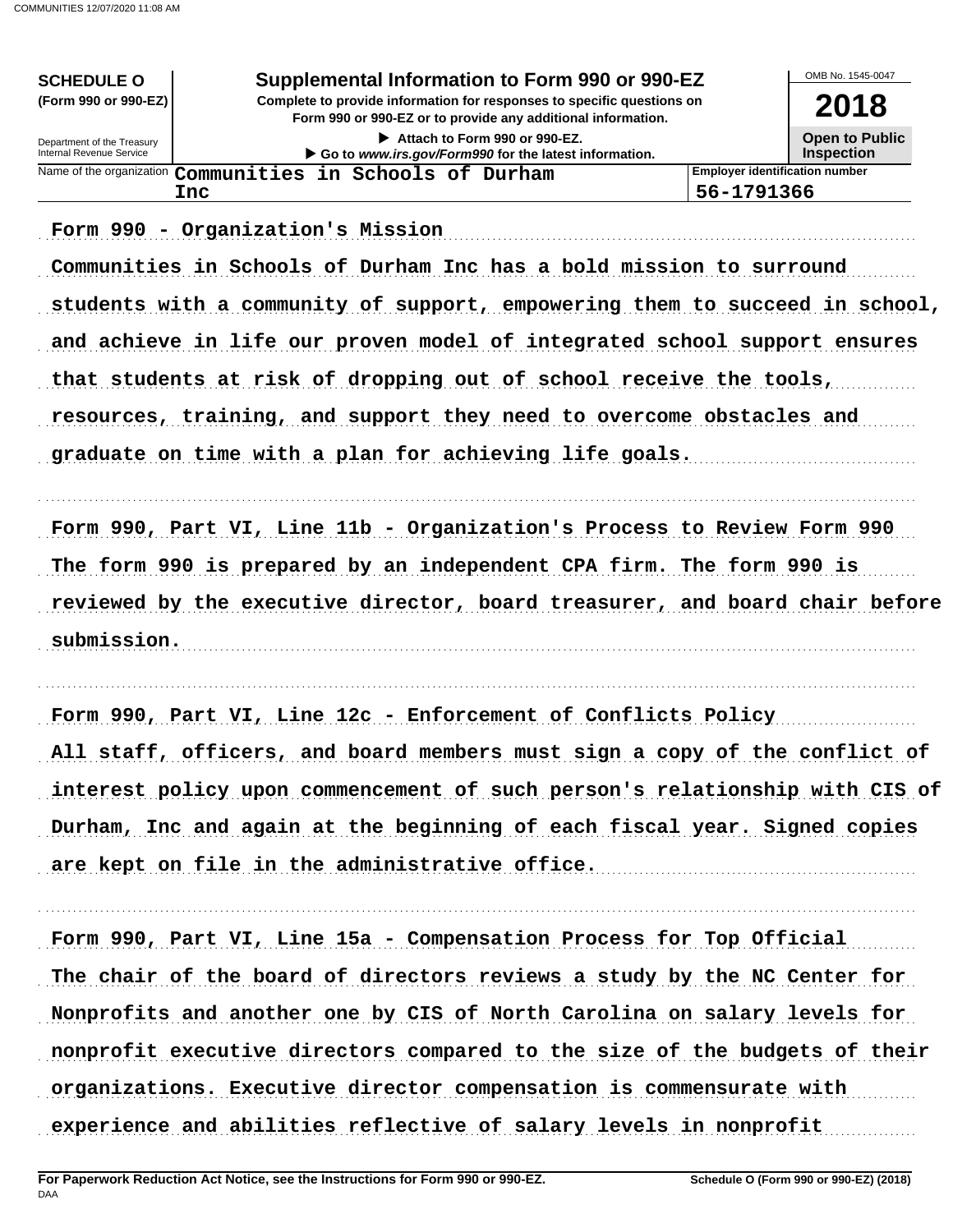**SCHEDULE O (Form 990 or 990-EZ)**

Department of the Treasury
Internal Revenue Service

# Supplemental Information to Form 990 or 990-EZ

**Complete to provide information for responses to specific questions on Form 990 or 990-EZ or to provide any additional information.**

▶ Attach to Form 990 or 990-EZ.

▶ Go to *www.irs.gov/Form990* for the latest information.

OMB No. 1545-0047

**2018**

**Open to Public Inspection**

| Name of the organization | Employer identification number |
| --- | --- |
| Communities in Schools of Durham Inc | 56-1791366 |

Form 990 - Organization's Mission

Communities in Schools of Durham Inc has a bold mission to surround students with a community of support, empowering them to succeed in school, and achieve in life our proven model of integrated school support ensures that students at risk of dropping out of school receive the tools, resources, training, and support they need to overcome obstacles and graduate on time with a plan for achieving life goals.

Form 990, Part VI, Line 11b - Organization's Process to Review Form 990

The form 990 is prepared by an independent CPA firm. The form 990 is reviewed by the executive director, board treasurer, and board chair before submission.

Form 990, Part VI, Line 12c - Enforcement of Conflicts Policy

All staff, officers, and board members must sign a copy of the conflict of interest policy upon commencement of such person's relationship with CIS of Durham, Inc and again at the beginning of each fiscal year. Signed copies are kept on file in the administrative office.

Form 990, Part VI, Line 15a - Compensation Process for Top Official

The chair of the board of directors reviews a study by the NC Center for Nonprofits and another one by CIS of North Carolina on salary levels for nonprofit executive directors compared to the size of the budgets of their organizations. Executive director compensation is commensurate with experience and abilities reflective of salary levels in nonprofit

**For Paperwork Reduction Act Notice, see the Instructions for Form 990 or 990-EZ.**

**Schedule O (Form 990 or 990-EZ) (2018)**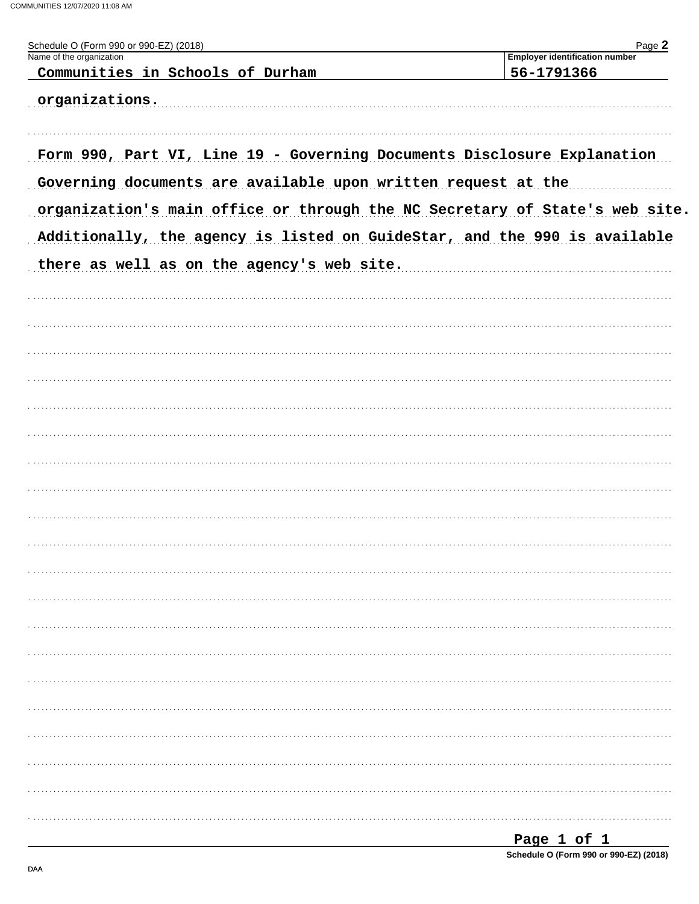Schedule O (Form 990 or 990-EZ) (2018)

| Name of the organization | Employer identification number |
| --- | --- |
| Communities in Schools of Durham | 56-1791366 |

organizations.

Form 990, Part VI, Line 19 - Governing Documents Disclosure Explanation

Governing documents are available upon written request at the organization's main office or through the NC Secretary of State's web site. Additionally, the agency is listed on GuideStar, and the 990 is available there as well as on the agency's web site.

Schedule O (Form 990 or 990-EZ) (2018)